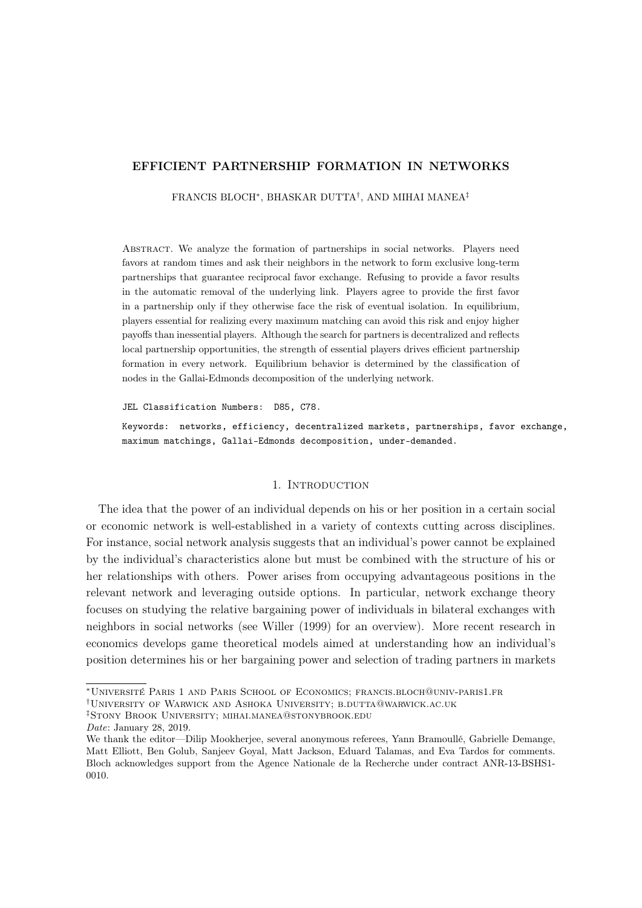# EFFICIENT PARTNERSHIP FORMATION IN NETWORKS

FRANCIS BLOCH*, BHASKAR DUTTA†, AND MIHAI MANEA‡

Abstract. We analyze the formation of partnerships in social networks. Players need favors at random times and ask their neighbors in the network to form exclusive long-term partnerships that guarantee reciprocal favor exchange. Refusing to provide a favor results in the automatic removal of the underlying link. Players agree to provide the first favor in a partnership only if they otherwise face the risk of eventual isolation. In equilibrium, players essential for realizing every maximum matching can avoid this risk and enjoy higher payoffs than inessential players. Although the search for partners is decentralized and reflects local partnership opportunities, the strength of essential players drives efficient partnership formation in every network. Equilibrium behavior is determined by the classification of nodes in the Gallai-Edmonds decomposition of the underlying network.

JEL Classification Numbers: D85, C78.

Keywords: networks, efficiency, decentralized markets, partnerships, favor exchange, maximum matchings, Gallai-Edmonds decomposition, under-demanded.

## 1. Introduction

The idea that the power of an individual depends on his or her position in a certain social or economic network is well-established in a variety of contexts cutting across disciplines. For instance, social network analysis suggests that an individual's power cannot be explained by the individual's characteristics alone but must be combined with the structure of his or her relationships with others. Power arises from occupying advantageous positions in the relevant network and leveraging outside options. In particular, network exchange theory focuses on studying the relative bargaining power of individuals in bilateral exchanges with neighbors in social networks (see Willer (1999) for an overview). More recent research in economics develops game theoretical models aimed at understanding how an individual's position determines his or her bargaining power and selection of trading partners in markets

---

*Université Paris 1 and Paris School of Economics; francis.bloch@univ-paris1.fr

†University of Warwick and Ashoka University; b.dutta@warwick.ac.uk

‡Stony Brook University; mihai.manea@stonybrook.edu

*Date*: January 28, 2019.

We thank the editor—Dilip Mookherjee, several anonymous referees, Yann Bramoullé, Gabrielle Demange, Matt Elliott, Ben Golub, Sanjeev Goyal, Matt Jackson, Eduard Talamas, and Eva Tardos for comments. Bloch acknowledges support from the Agence Nationale de la Recherche under contract ANR-13-BSHS1-0010.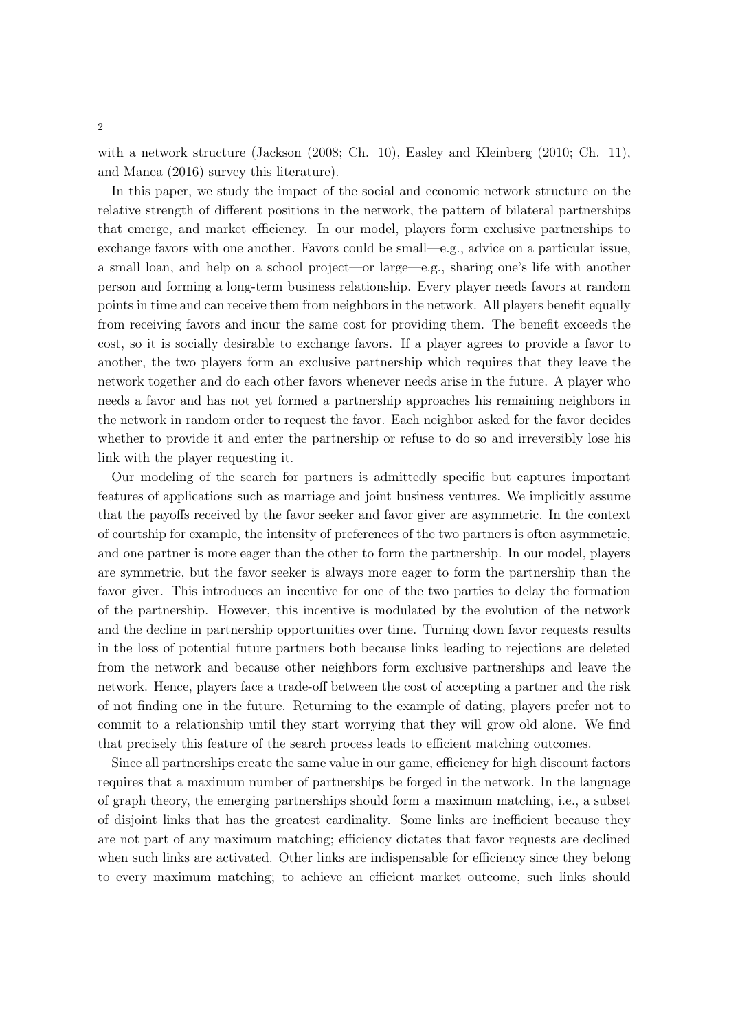with a network structure (Jackson (2008; Ch. 10), Easley and Kleinberg (2010; Ch. 11), and Manea (2016) survey this literature).

In this paper, we study the impact of the social and economic network structure on the relative strength of different positions in the network, the pattern of bilateral partnerships that emerge, and market efficiency. In our model, players form exclusive partnerships to exchange favors with one another. Favors could be small—e.g., advice on a particular issue, a small loan, and help on a school project—or large—e.g., sharing one's life with another person and forming a long-term business relationship. Every player needs favors at random points in time and can receive them from neighbors in the network. All players benefit equally from receiving favors and incur the same cost for providing them. The benefit exceeds the cost, so it is socially desirable to exchange favors. If a player agrees to provide a favor to another, the two players form an exclusive partnership which requires that they leave the network together and do each other favors whenever needs arise in the future. A player who needs a favor and has not yet formed a partnership approaches his remaining neighbors in the network in random order to request the favor. Each neighbor asked for the favor decides whether to provide it and enter the partnership or refuse to do so and irreversibly lose his link with the player requesting it.

Our modeling of the search for partners is admittedly specific but captures important features of applications such as marriage and joint business ventures. We implicitly assume that the payoffs received by the favor seeker and favor giver are asymmetric. In the context of courtship for example, the intensity of preferences of the two partners is often asymmetric, and one partner is more eager than the other to form the partnership. In our model, players are symmetric, but the favor seeker is always more eager to form the partnership than the favor giver. This introduces an incentive for one of the two parties to delay the formation of the partnership. However, this incentive is modulated by the evolution of the network and the decline in partnership opportunities over time. Turning down favor requests results in the loss of potential future partners both because links leading to rejections are deleted from the network and because other neighbors form exclusive partnerships and leave the network. Hence, players face a trade-off between the cost of accepting a partner and the risk of not finding one in the future. Returning to the example of dating, players prefer not to commit to a relationship until they start worrying that they will grow old alone. We find that precisely this feature of the search process leads to efficient matching outcomes.

Since all partnerships create the same value in our game, efficiency for high discount factors requires that a maximum number of partnerships be forged in the network. In the language of graph theory, the emerging partnerships should form a maximum matching, i.e., a subset of disjoint links that has the greatest cardinality. Some links are inefficient because they are not part of any maximum matching; efficiency dictates that favor requests are declined when such links are activated. Other links are indispensable for efficiency since they belong to every maximum matching; to achieve an efficient market outcome, such links should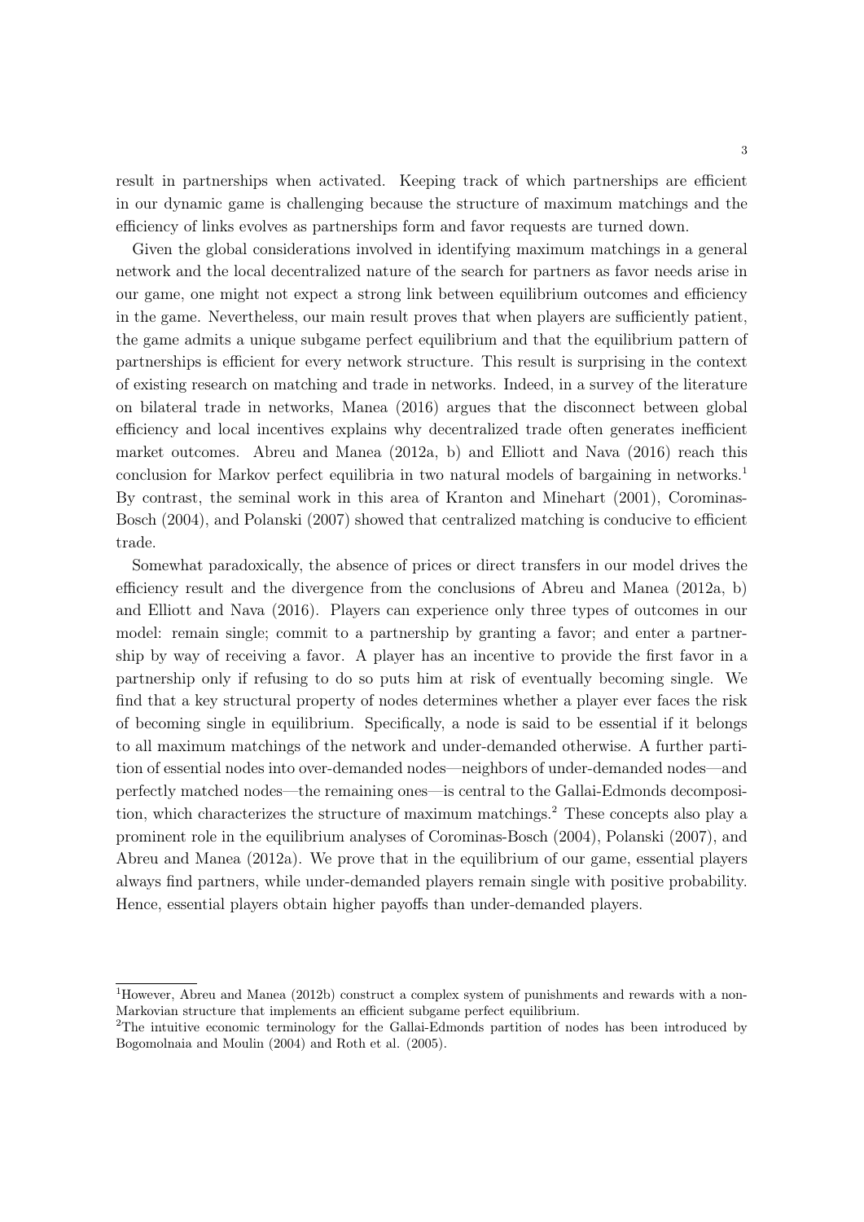result in partnerships when activated. Keeping track of which partnerships are efficient in our dynamic game is challenging because the structure of maximum matchings and the efficiency of links evolves as partnerships form and favor requests are turned down.

Given the global considerations involved in identifying maximum matchings in a general network and the local decentralized nature of the search for partners as favor needs arise in our game, one might not expect a strong link between equilibrium outcomes and efficiency in the game. Nevertheless, our main result proves that when players are sufficiently patient, the game admits a unique subgame perfect equilibrium and that the equilibrium pattern of partnerships is efficient for every network structure. This result is surprising in the context of existing research on matching and trade in networks. Indeed, in a survey of the literature on bilateral trade in networks, Manea (2016) argues that the disconnect between global efficiency and local incentives explains why decentralized trade often generates inefficient market outcomes. Abreu and Manea (2012a, b) and Elliott and Nava (2016) reach this conclusion for Markov perfect equilibria in two natural models of bargaining in networks.[1] By contrast, the seminal work in this area of Kranton and Minehart (2001), Corominas-Bosch (2004), and Polanski (2007) showed that centralized matching is conducive to efficient trade.

Somewhat paradoxically, the absence of prices or direct transfers in our model drives the efficiency result and the divergence from the conclusions of Abreu and Manea (2012a, b) and Elliott and Nava (2016). Players can experience only three types of outcomes in our model: remain single; commit to a partnership by granting a favor; and enter a partnership by way of receiving a favor. A player has an incentive to provide the first favor in a partnership only if refusing to do so puts him at risk of eventually becoming single. We find that a key structural property of nodes determines whether a player ever faces the risk of becoming single in equilibrium. Specifically, a node is said to be essential if it belongs to all maximum matchings of the network and under-demanded otherwise. A further partition of essential nodes into over-demanded nodes—neighbors of under-demanded nodes—and perfectly matched nodes—the remaining ones—is central to the Gallai-Edmonds decomposition, which characterizes the structure of maximum matchings.[2] These concepts also play a prominent role in the equilibrium analyses of Corominas-Bosch (2004), Polanski (2007), and Abreu and Manea (2012a). We prove that in the equilibrium of our game, essential players always find partners, while under-demanded players remain single with positive probability. Hence, essential players obtain higher payoffs than under-demanded players.

[1] However, Abreu and Manea (2012b) construct a complex system of punishments and rewards with a non-Markovian structure that implements an efficient subgame perfect equilibrium.

[2] The intuitive economic terminology for the Gallai-Edmonds partition of nodes has been introduced by Bogomolnaia and Moulin (2004) and Roth et al. (2005).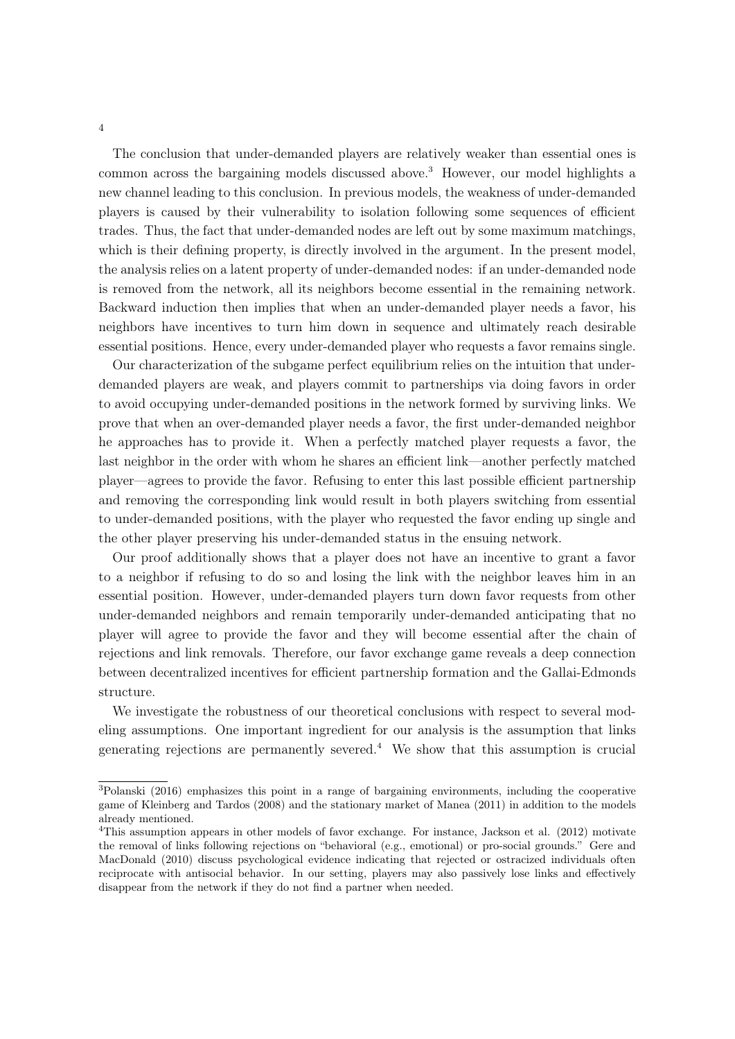The conclusion that under-demanded players are relatively weaker than essential ones is common across the bargaining models discussed above.[3] However, our model highlights a new channel leading to this conclusion. In previous models, the weakness of under-demanded players is caused by their vulnerability to isolation following some sequences of efficient trades. Thus, the fact that under-demanded nodes are left out by some maximum matchings, which is their defining property, is directly involved in the argument. In the present model, the analysis relies on a latent property of under-demanded nodes: if an under-demanded node is removed from the network, all its neighbors become essential in the remaining network. Backward induction then implies that when an under-demanded player needs a favor, his neighbors have incentives to turn him down in sequence and ultimately reach desirable essential positions. Hence, every under-demanded player who requests a favor remains single.

Our characterization of the subgame perfect equilibrium relies on the intuition that under-demanded players are weak, and players commit to partnerships via doing favors in order to avoid occupying under-demanded positions in the network formed by surviving links. We prove that when an over-demanded player needs a favor, the first under-demanded neighbor he approaches has to provide it. When a perfectly matched player requests a favor, the last neighbor in the order with whom he shares an efficient link—another perfectly matched player—agrees to provide the favor. Refusing to enter this last possible efficient partnership and removing the corresponding link would result in both players switching from essential to under-demanded positions, with the player who requested the favor ending up single and the other player preserving his under-demanded status in the ensuing network.

Our proof additionally shows that a player does not have an incentive to grant a favor to a neighbor if refusing to do so and losing the link with the neighbor leaves him in an essential position. However, under-demanded players turn down favor requests from other under-demanded neighbors and remain temporarily under-demanded anticipating that no player will agree to provide the favor and they will become essential after the chain of rejections and link removals. Therefore, our favor exchange game reveals a deep connection between decentralized incentives for efficient partnership formation and the Gallai-Edmonds structure.

We investigate the robustness of our theoretical conclusions with respect to several modeling assumptions. One important ingredient for our analysis is the assumption that links generating rejections are permanently severed.[4] We show that this assumption is crucial

---

[3] Polanski (2016) emphasizes this point in a range of bargaining environments, including the cooperative game of Kleinberg and Tardos (2008) and the stationary market of Manea (2011) in addition to the models already mentioned.

[4] This assumption appears in other models of favor exchange. For instance, Jackson et al. (2012) motivate the removal of links following rejections on "behavioral (e.g., emotional) or pro-social grounds." Gere and MacDonald (2010) discuss psychological evidence indicating that rejected or ostracized individuals often reciprocate with antisocial behavior. In our setting, players may also passively lose links and effectively disappear from the network if they do not find a partner when needed.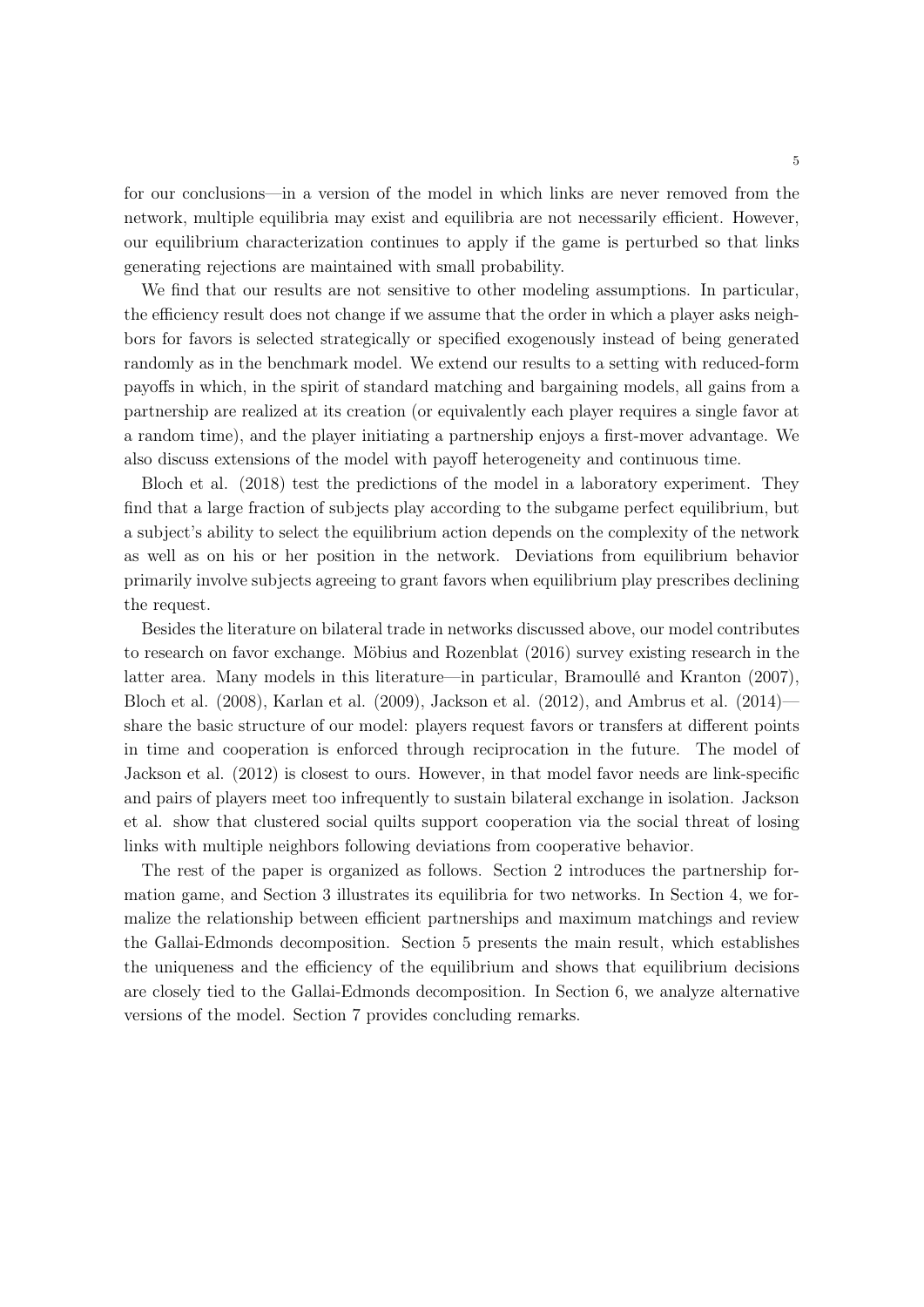for our conclusions—in a version of the model in which links are never removed from the network, multiple equilibria may exist and equilibria are not necessarily efficient. However, our equilibrium characterization continues to apply if the game is perturbed so that links generating rejections are maintained with small probability.

We find that our results are not sensitive to other modeling assumptions. In particular, the efficiency result does not change if we assume that the order in which a player asks neighbors for favors is selected strategically or specified exogenously instead of being generated randomly as in the benchmark model. We extend our results to a setting with reduced-form payoffs in which, in the spirit of standard matching and bargaining models, all gains from a partnership are realized at its creation (or equivalently each player requires a single favor at a random time), and the player initiating a partnership enjoys a first-mover advantage. We also discuss extensions of the model with payoff heterogeneity and continuous time.

Bloch et al. (2018) test the predictions of the model in a laboratory experiment. They find that a large fraction of subjects play according to the subgame perfect equilibrium, but a subject's ability to select the equilibrium action depends on the complexity of the network as well as on his or her position in the network. Deviations from equilibrium behavior primarily involve subjects agreeing to grant favors when equilibrium play prescribes declining the request.

Besides the literature on bilateral trade in networks discussed above, our model contributes to research on favor exchange. Möbius and Rozenblat (2016) survey existing research in the latter area. Many models in this literature—in particular, Bramoullé and Kranton (2007), Bloch et al. (2008), Karlan et al. (2009), Jackson et al. (2012), and Ambrus et al. (2014)—share the basic structure of our model: players request favors or transfers at different points in time and cooperation is enforced through reciprocation in the future. The model of Jackson et al. (2012) is closest to ours. However, in that model favor needs are link-specific and pairs of players meet too infrequently to sustain bilateral exchange in isolation. Jackson et al. show that clustered social quilts support cooperation via the social threat of losing links with multiple neighbors following deviations from cooperative behavior.

The rest of the paper is organized as follows. Section 2 introduces the partnership formation game, and Section 3 illustrates its equilibria for two networks. In Section 4, we formalize the relationship between efficient partnerships and maximum matchings and review the Gallai-Edmonds decomposition. Section 5 presents the main result, which establishes the uniqueness and the efficiency of the equilibrium and shows that equilibrium decisions are closely tied to the Gallai-Edmonds decomposition. In Section 6, we analyze alternative versions of the model. Section 7 provides concluding remarks.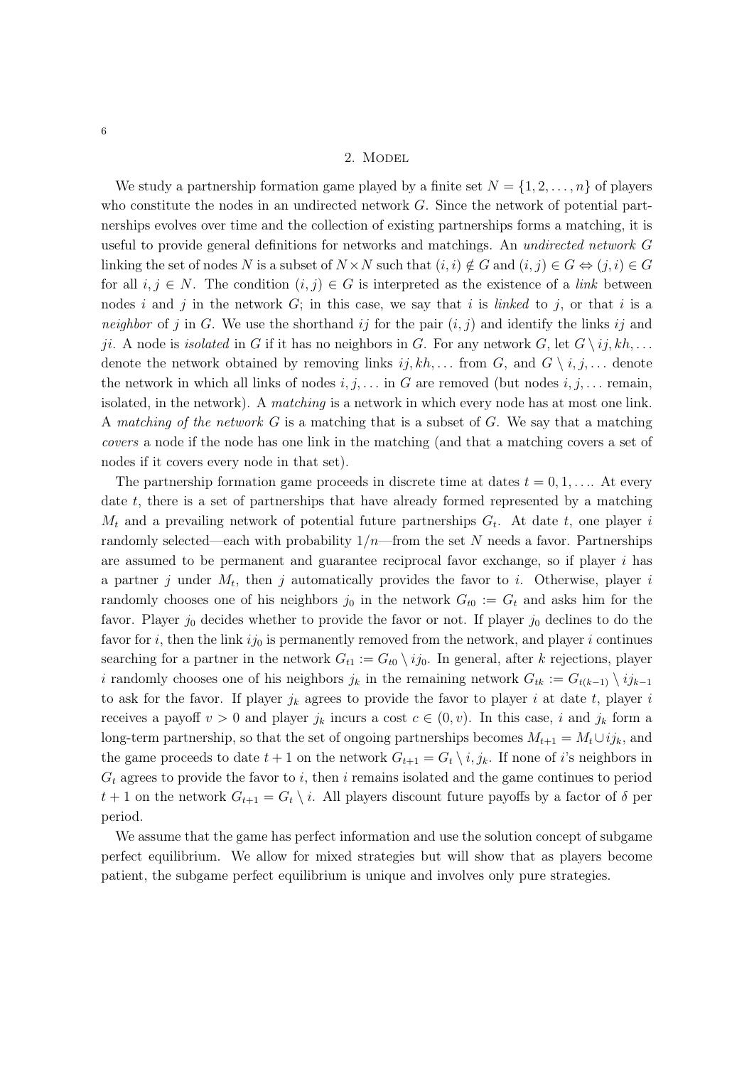## 2. Model

We study a partnership formation game played by a finite set $N = \{1, 2, \ldots, n\}$ of players who constitute the nodes in an undirected network $G$. Since the network of potential partnerships evolves over time and the collection of existing partnerships forms a matching, it is useful to provide general definitions for networks and matchings. An *undirected network* $G$ linking the set of nodes $N$ is a subset of $N \times N$ such that $(i, i) \notin G$ and $(i, j) \in G \Leftrightarrow (j, i) \in G$ for all $i, j \in N$. The condition $(i, j) \in G$ is interpreted as the existence of a *link* between nodes $i$ and $j$ in the network $G$; in this case, we say that $i$ is *linked* to $j$, or that $i$ is a *neighbor* of $j$ in $G$. We use the shorthand $ij$ for the pair $(i, j)$ and identify the links $ij$ and $ji$. A node is *isolated* in $G$ if it has no neighbors in $G$. For any network $G$, let $G \setminus ij, kh, \ldots$ denote the network obtained by removing links $ij, kh, \ldots$ from $G$, and $G \setminus i, j, \ldots$ denote the network in which all links of nodes $i, j, \ldots$ in $G$ are removed (but nodes $i, j, \ldots$ remain, isolated, in the network). A *matching* is a network in which every node has at most one link. A *matching of the network* $G$ is a matching that is a subset of $G$. We say that a matching *covers* a node if the node has one link in the matching (and that a matching covers a set of nodes if it covers every node in that set).

The partnership formation game proceeds in discrete time at dates $t = 0, 1, \ldots$. At every date $t$, there is a set of partnerships that have already formed represented by a matching $M_t$ and a prevailing network of potential future partnerships $G_t$. At date $t$, one player $i$ randomly selected—each with probability $1/n$—from the set $N$ needs a favor. Partnerships are assumed to be permanent and guarantee reciprocal favor exchange, so if player $i$ has a partner $j$ under $M_t$, then $j$ automatically provides the favor to $i$. Otherwise, player $i$ randomly chooses one of his neighbors $j_0$ in the network $G_{t0} := G_t$ and asks him for the favor. Player $j_0$ decides whether to provide the favor or not. If player $j_0$ declines to do the favor for $i$, then the link $ij_0$ is permanently removed from the network, and player $i$ continues searching for a partner in the network $G_{t1} := G_{t0} \setminus ij_0$. In general, after $k$ rejections, player $i$ randomly chooses one of his neighbors $j_k$ in the remaining network $G_{tk} := G_{t(k-1)} \setminus ij_{k-1}$ to ask for the favor. If player $j_k$ agrees to provide the favor to player $i$ at date $t$, player $i$ receives a payoff $v > 0$ and player $j_k$ incurs a cost $c \in (0, v)$. In this case, $i$ and $j_k$ form a long-term partnership, so that the set of ongoing partnerships becomes $M_{t+1} = M_t \cup ij_k$, and the game proceeds to date $t + 1$ on the network $G_{t+1} = G_t \setminus i, j_k$. If none of $i$'s neighbors in $G_t$ agrees to provide the favor to $i$, then $i$ remains isolated and the game continues to period $t + 1$ on the network $G_{t+1} = G_t \setminus i$. All players discount future payoffs by a factor of $\delta$ per period.

We assume that the game has perfect information and use the solution concept of subgame perfect equilibrium. We allow for mixed strategies but will show that as players become patient, the subgame perfect equilibrium is unique and involves only pure strategies.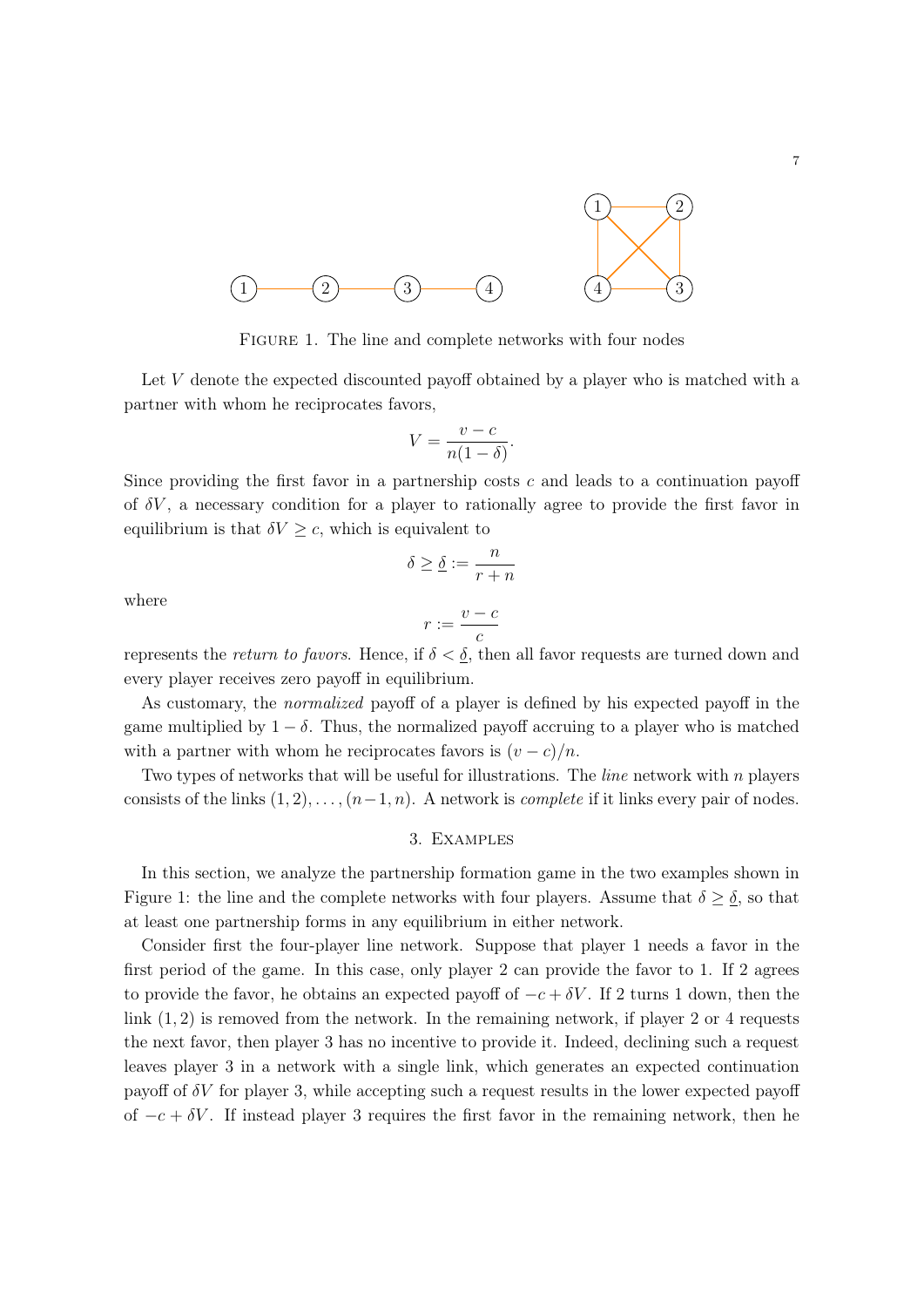FIGURE 1. The line and complete networks with four nodes

Let $V$ denote the expected discounted payoff obtained by a player who is matched with a partner with whom he reciprocates favors,

$$V = \frac{v - c}{n(1 - \delta)}.$$

Since providing the first favor in a partnership costs $c$ and leads to a continuation payoff of $\delta V$, a necessary condition for a player to rationally agree to provide the first favor in equilibrium is that $\delta V \geq c$, which is equivalent to

$$\delta \geq \underline{\delta} := \frac{n}{r + n}$$

where

$$r := \frac{v - c}{c}$$

represents the *return to favors*. Hence, if $\delta < \underline{\delta}$, then all favor requests are turned down and every player receives zero payoff in equilibrium.

As customary, the *normalized* payoff of a player is defined by his expected payoff in the game multiplied by $1 - \delta$. Thus, the normalized payoff accruing to a player who is matched with a partner with whom he reciprocates favors is $(v - c)/n$.

Two types of networks that will be useful for illustrations. The *line* network with $n$ players consists of the links $(1, 2), \ldots, (n-1, n)$. A network is *complete* if it links every pair of nodes.

## 3. Examples

In this section, we analyze the partnership formation game in the two examples shown in Figure 1: the line and the complete networks with four players. Assume that $\delta \geq \underline{\delta}$, so that at least one partnership forms in any equilibrium in either network.

Consider first the four-player line network. Suppose that player 1 needs a favor in the first period of the game. In this case, only player 2 can provide the favor to 1. If 2 agrees to provide the favor, he obtains an expected payoff of $-c + \delta V$. If 2 turns 1 down, then the link $(1, 2)$ is removed from the network. In the remaining network, if player 2 or 4 requests the next favor, then player 3 has no incentive to provide it. Indeed, declining such a request leaves player 3 in a network with a single link, which generates an expected continuation payoff of $\delta V$ for player 3, while accepting such a request results in the lower expected payoff of $-c + \delta V$. If instead player 3 requires the first favor in the remaining network, then he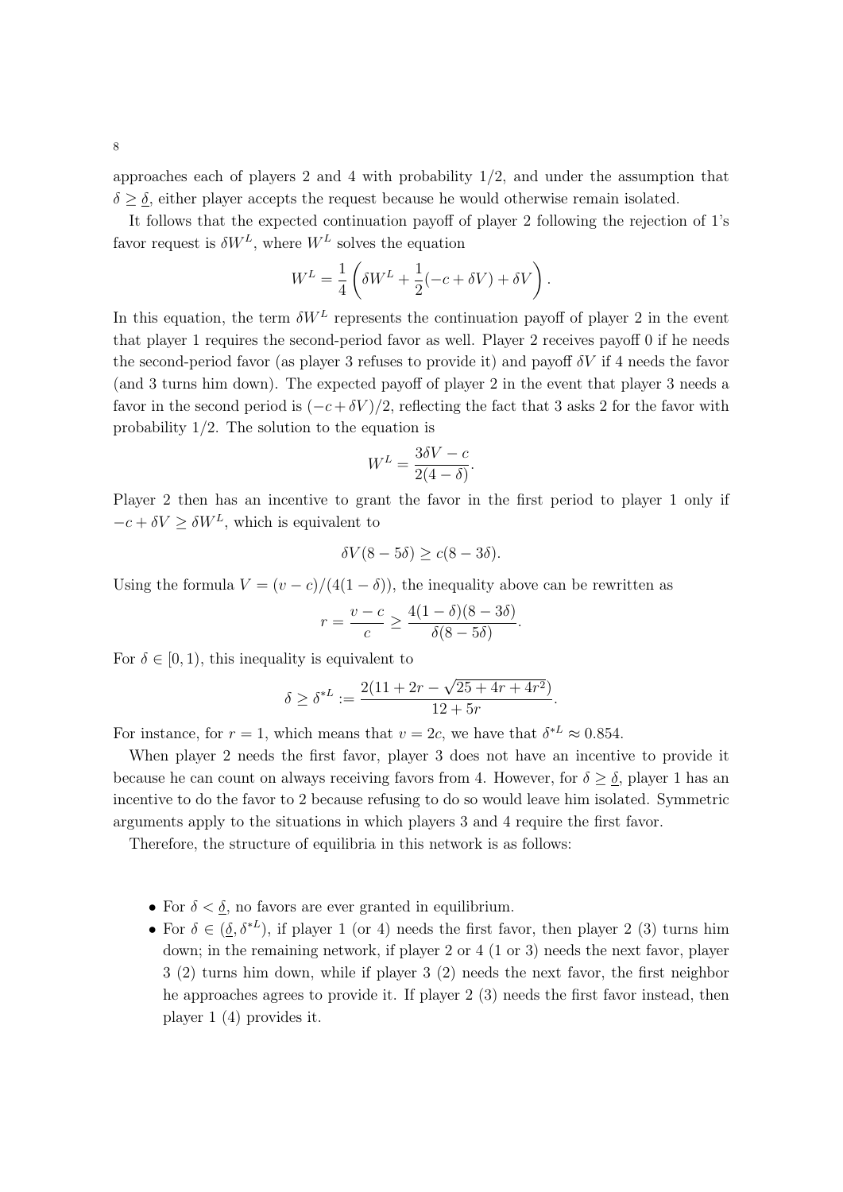approaches each of players 2 and 4 with probability 1/2, and under the assumption that $\delta \geq \underline{\delta}$, either player accepts the request because he would otherwise remain isolated.

It follows that the expected continuation payoff of player 2 following the rejection of 1's favor request is $\delta W^L$, where $W^L$ solves the equation

$$W^L = \frac{1}{4}\left(\delta W^L + \frac{1}{2}(-c + \delta V) + \delta V\right).$$

In this equation, the term $\delta W^L$ represents the continuation payoff of player 2 in the event that player 1 requires the second-period favor as well. Player 2 receives payoff 0 if he needs the second-period favor (as player 3 refuses to provide it) and payoff $\delta V$ if 4 needs the favor (and 3 turns him down). The expected payoff of player 2 in the event that player 3 needs a favor in the second period is $(-c + \delta V)/2$, reflecting the fact that 3 asks 2 for the favor with probability 1/2. The solution to the equation is

$$W^L = \frac{3\delta V - c}{2(4 - \delta)}.$$

Player 2 then has an incentive to grant the favor in the first period to player 1 only if $-c + \delta V \geq \delta W^L$, which is equivalent to

$$\delta V(8 - 5\delta) \geq c(8 - 3\delta).$$

Using the formula $V = (v - c)/(4(1 - \delta))$, the inequality above can be rewritten as

$$r = \frac{v - c}{c} \geq \frac{4(1 - \delta)(8 - 3\delta)}{\delta(8 - 5\delta)}.$$

For $\delta \in [0, 1)$, this inequality is equivalent to

$$\delta \geq \delta^{*L} := \frac{2(11 + 2r - \sqrt{25 + 4r + 4r^2})}{12 + 5r}.$$

For instance, for $r = 1$, which means that $v = 2c$, we have that $\delta^{*L} \approx 0.854$.

When player 2 needs the first favor, player 3 does not have an incentive to provide it because he can count on always receiving favors from 4. However, for $\delta \geq \underline{\delta}$, player 1 has an incentive to do the favor to 2 because refusing to do so would leave him isolated. Symmetric arguments apply to the situations in which players 3 and 4 require the first favor.

Therefore, the structure of equilibria in this network is as follows:

- For $\delta < \underline{\delta}$, no favors are ever granted in equilibrium.
- For $\delta \in (\underline{\delta}, \delta^{*L})$, if player 1 (or 4) needs the first favor, then player 2 (3) turns him down; in the remaining network, if player 2 or 4 (1 or 3) needs the next favor, player 3 (2) turns him down, while if player 3 (2) needs the next favor, the first neighbor he approaches agrees to provide it. If player 2 (3) needs the first favor instead, then player 1 (4) provides it.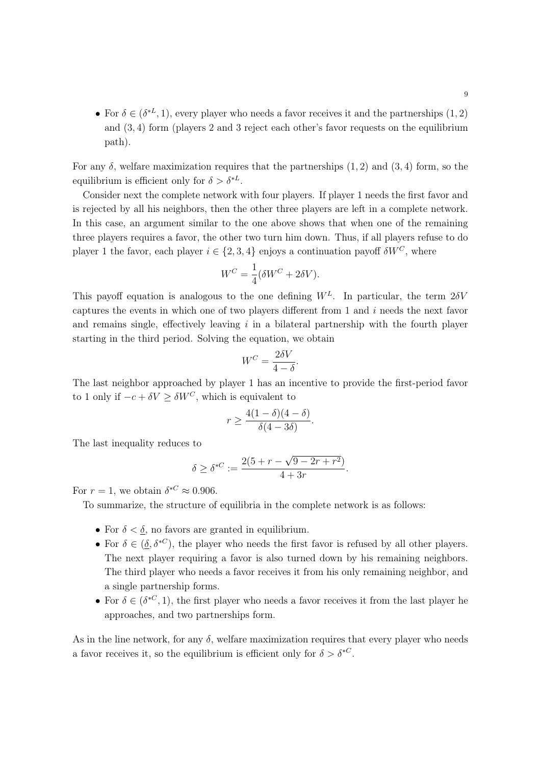- For $\delta \in (\delta^{*L}, 1)$, every player who needs a favor receives it and the partnerships $(1, 2)$ and $(3, 4)$ form (players 2 and 3 reject each other's favor requests on the equilibrium path).

For any $\delta$, welfare maximization requires that the partnerships $(1, 2)$ and $(3, 4)$ form, so the equilibrium is efficient only for $\delta > \delta^{*L}$.

Consider next the complete network with four players. If player 1 needs the first favor and is rejected by all his neighbors, then the other three players are left in a complete network. In this case, an argument similar to the one above shows that when one of the remaining three players requires a favor, the other two turn him down. Thus, if all players refuse to do player 1 the favor, each player $i \in \{2, 3, 4\}$ enjoys a continuation payoff $\delta W^C$, where

$$W^C = \frac{1}{4}(\delta W^C + 2\delta V).$$

This payoff equation is analogous to the one defining $W^L$. In particular, the term $2\delta V$ captures the events in which one of two players different from 1 and $i$ needs the next favor and remains single, effectively leaving $i$ in a bilateral partnership with the fourth player starting in the third period. Solving the equation, we obtain

$$W^C = \frac{2\delta V}{4 - \delta}.$$

The last neighbor approached by player 1 has an incentive to provide the first-period favor to 1 only if $-c + \delta V \geq \delta W^C$, which is equivalent to

$$r \geq \frac{4(1-\delta)(4-\delta)}{\delta(4-3\delta)}.$$

The last inequality reduces to

$$\delta \geq \delta^{*C} := \frac{2(5 + r - \sqrt{9 - 2r + r^2})}{4 + 3r}.$$

For $r = 1$, we obtain $\delta^{*C} \approx 0.906$.

To summarize, the structure of equilibria in the complete network is as follows:

- For $\delta < \underline{\delta}$, no favors are granted in equilibrium.
- For $\delta \in (\underline{\delta}, \delta^{*C})$, the player who needs the first favor is refused by all other players. The next player requiring a favor is also turned down by his remaining neighbors. The third player who needs a favor receives it from his only remaining neighbor, and a single partnership forms.
- For $\delta \in (\delta^{*C}, 1)$, the first player who needs a favor receives it from the last player he approaches, and two partnerships form.

As in the line network, for any $\delta$, welfare maximization requires that every player who needs a favor receives it, so the equilibrium is efficient only for $\delta > \delta^{*C}$.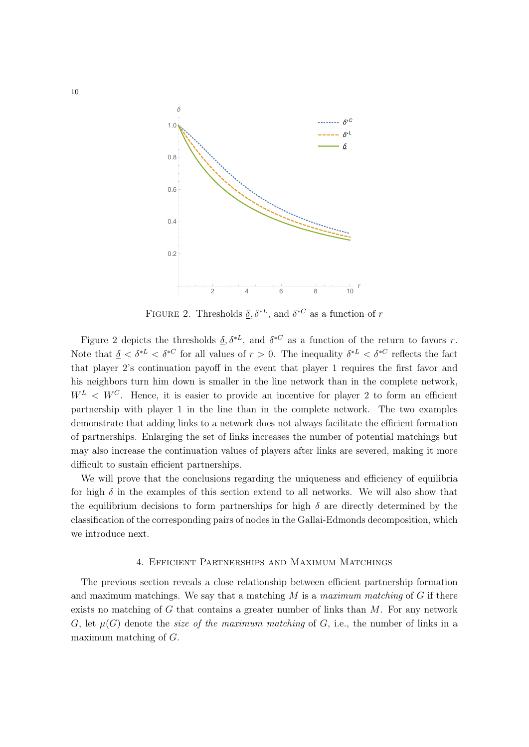Figure 2. Thresholds $\underline{\delta}, \delta^{*L}$, and $\delta^{*C}$ as a function of $r$

Figure 2 depicts the thresholds $\underline{\delta}, \delta^{*L}$, and $\delta^{*C}$ as a function of the return to favors $r$. Note that $\underline{\delta} < \delta^{*L} < \delta^{*C}$ for all values of $r > 0$. The inequality $\delta^{*L} < \delta^{*C}$ reflects the fact that player 2's continuation payoff in the event that player 1 requires the first favor and his neighbors turn him down is smaller in the line network than in the complete network, $W^L < W^C$. Hence, it is easier to provide an incentive for player 2 to form an efficient partnership with player 1 in the line than in the complete network. The two examples demonstrate that adding links to a network does not always facilitate the efficient formation of partnerships. Enlarging the set of links increases the number of potential matchings but may also increase the continuation values of players after links are severed, making it more difficult to sustain efficient partnerships.

We will prove that the conclusions regarding the uniqueness and efficiency of equilibria for high $\delta$ in the examples of this section extend to all networks. We will also show that the equilibrium decisions to form partnerships for high $\delta$ are directly determined by the classification of the corresponding pairs of nodes in the Gallai-Edmonds decomposition, which we introduce next.

## 4. Efficient Partnerships and Maximum Matchings

The previous section reveals a close relationship between efficient partnership formation and maximum matchings. We say that a matching $M$ is a *maximum matching* of $G$ if there exists no matching of $G$ that contains a greater number of links than $M$. For any network $G$, let $\mu(G)$ denote the *size of the maximum matching* of $G$, i.e., the number of links in a maximum matching of $G$.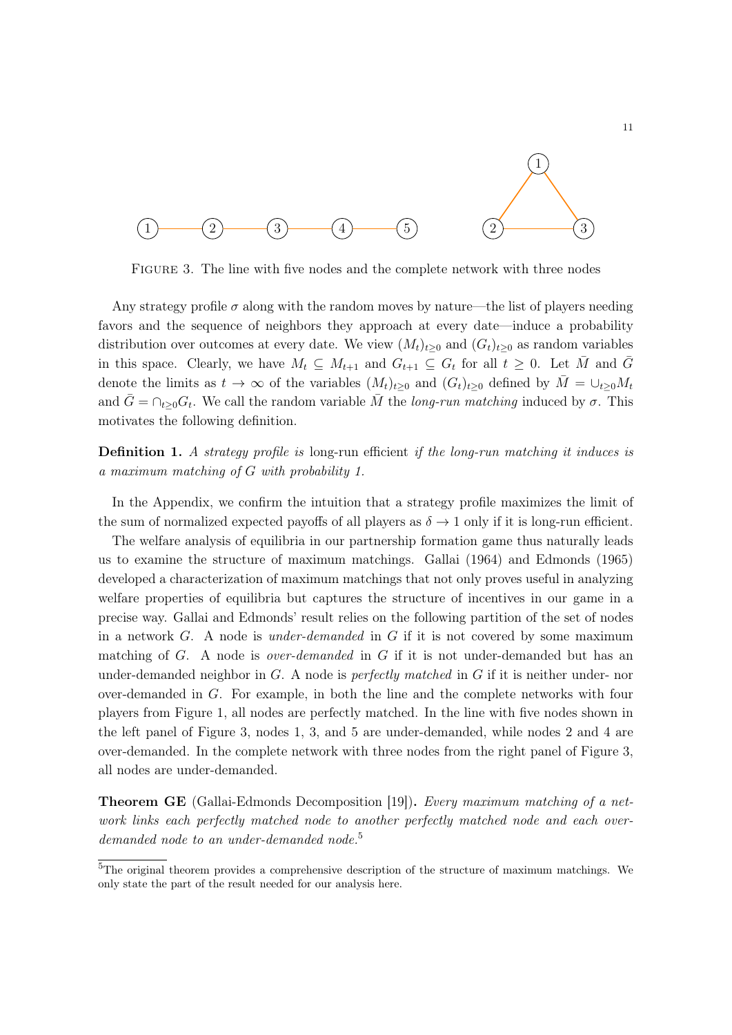FIGURE 3. The line with five nodes and the complete network with three nodes

Any strategy profile $\sigma$ along with the random moves by nature—the list of players needing favors and the sequence of neighbors they approach at every date—induce a probability distribution over outcomes at every date. We view $(M_t)_{t\geq 0}$ and $(G_t)_{t\geq 0}$ as random variables in this space. Clearly, we have $M_t \subseteq M_{t+1}$ and $G_{t+1} \subseteq G_t$ for all $t \geq 0$. Let $\bar{M}$ and $\bar{G}$ denote the limits as $t \to \infty$ of the variables $(M_t)_{t\geq 0}$ and $(G_t)_{t\geq 0}$ defined by $\bar{M} = \cup_{t\geq 0} M_t$ and $\bar{G} = \cap_{t\geq 0} G_t$. We call the random variable $\bar{M}$ the *long-run matching* induced by $\sigma$. This motivates the following definition.

**Definition 1.** *A strategy profile is* long-run efficient *if the long-run matching it induces is a maximum matching of $G$ with probability 1.*

In the Appendix, we confirm the intuition that a strategy profile maximizes the limit of the sum of normalized expected payoffs of all players as $\delta \to 1$ only if it is long-run efficient.

The welfare analysis of equilibria in our partnership formation game thus naturally leads us to examine the structure of maximum matchings. Gallai (1964) and Edmonds (1965) developed a characterization of maximum matchings that not only proves useful in analyzing welfare properties of equilibria but captures the structure of incentives in our game in a precise way. Gallai and Edmonds' result relies on the following partition of the set of nodes in a network $G$. A node is *under-demanded* in $G$ if it is not covered by some maximum matching of $G$. A node is *over-demanded* in $G$ if it is not under-demanded but has an under-demanded neighbor in $G$. A node is *perfectly matched* in $G$ if it is neither under- nor over-demanded in $G$. For example, in both the line and the complete networks with four players from Figure 1, all nodes are perfectly matched. In the line with five nodes shown in the left panel of Figure 3, nodes 1, 3, and 5 are under-demanded, while nodes 2 and 4 are over-demanded. In the complete network with three nodes from the right panel of Figure 3, all nodes are under-demanded.

**Theorem GE** (Gallai-Edmonds Decomposition [19])**.** *Every maximum matching of a network links each perfectly matched node to another perfectly matched node and each over-demanded node to an under-demanded node.*[5]

[5]The original theorem provides a comprehensive description of the structure of maximum matchings. We only state the part of the result needed for our analysis here.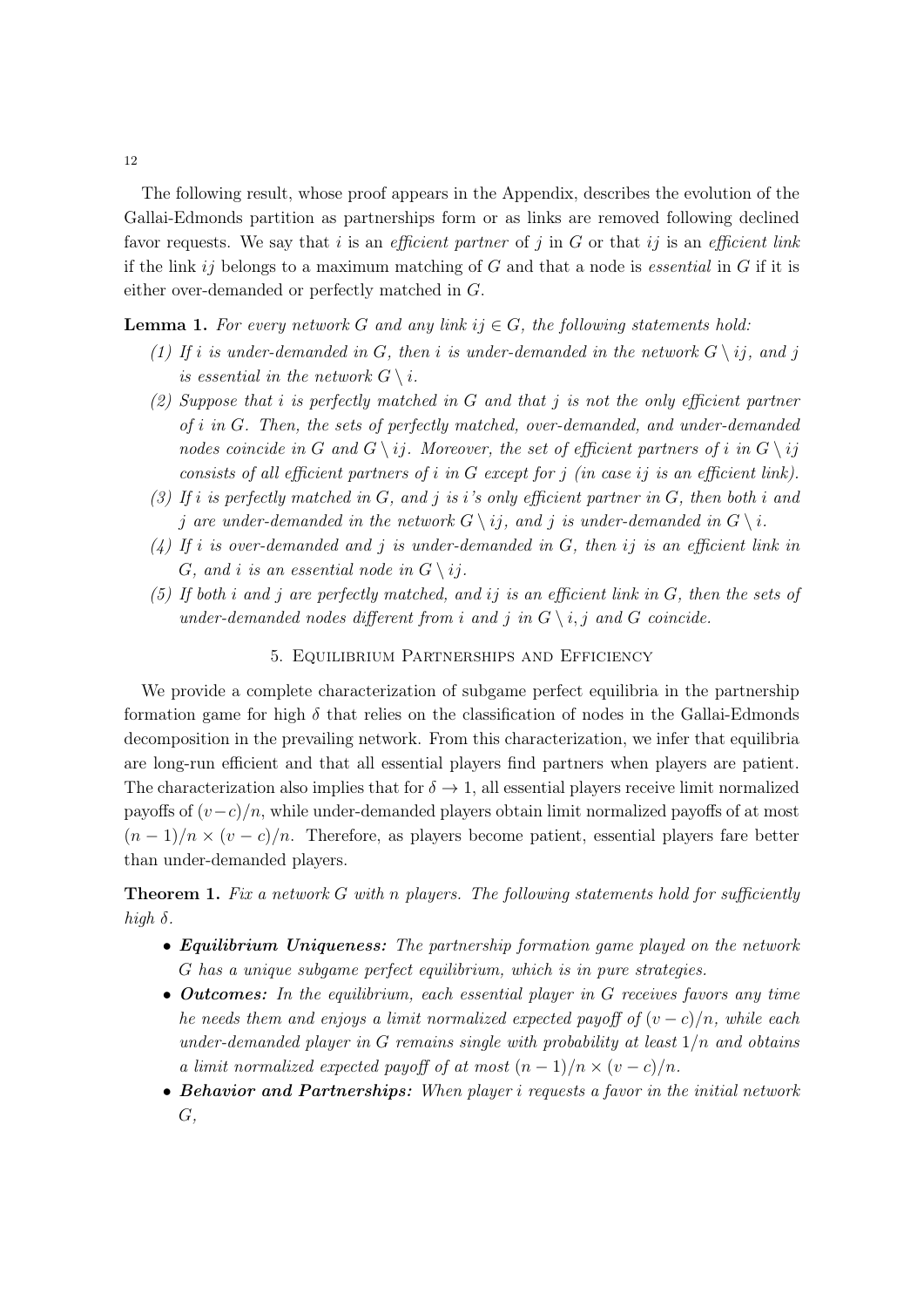The following result, whose proof appears in the Appendix, describes the evolution of the Gallai-Edmonds partition as partnerships form or as links are removed following declined favor requests. We say that $i$ is an *efficient partner* of $j$ in $G$ or that $ij$ is an *efficient link* if the link $ij$ belongs to a maximum matching of $G$ and that a node is *essential* in $G$ if it is either over-demanded or perfectly matched in $G$.

**Lemma 1.** *For every network $G$ and any link $ij \in G$, the following statements hold:*

1. *If $i$ is under-demanded in $G$, then $i$ is under-demanded in the network $G \setminus ij$, and $j$ is essential in the network $G \setminus i$.*
2. *Suppose that $i$ is perfectly matched in $G$ and that $j$ is not the only efficient partner of $i$ in $G$. Then, the sets of perfectly matched, over-demanded, and under-demanded nodes coincide in $G$ and $G \setminus ij$. Moreover, the set of efficient partners of $i$ in $G \setminus ij$ consists of all efficient partners of $i$ in $G$ except for $j$ (in case $ij$ is an efficient link).*
3. *If $i$ is perfectly matched in $G$, and $j$ is $i$'s only efficient partner in $G$, then both $i$ and $j$ are under-demanded in the network $G \setminus ij$, and $j$ is under-demanded in $G \setminus i$.*
4. *If $i$ is over-demanded and $j$ is under-demanded in $G$, then $ij$ is an efficient link in $G$, and $i$ is an essential node in $G \setminus ij$.*
5. *If both $i$ and $j$ are perfectly matched, and $ij$ is an efficient link in $G$, then the sets of under-demanded nodes different from $i$ and $j$ in $G \setminus i, j$ and $G$ coincide.*

## 5. Equilibrium Partnerships and Efficiency

We provide a complete characterization of subgame perfect equilibria in the partnership formation game for high $\delta$ that relies on the classification of nodes in the Gallai-Edmonds decomposition in the prevailing network. From this characterization, we infer that equilibria are long-run efficient and that all essential players find partners when players are patient. The characterization also implies that for $\delta \to 1$, all essential players receive limit normalized payoffs of $(v-c)/n$, while under-demanded players obtain limit normalized payoffs of at most $(n-1)/n \times (v-c)/n$. Therefore, as players become patient, essential players fare better than under-demanded players.

**Theorem 1.** *Fix a network $G$ with $n$ players. The following statements hold for sufficiently high $\delta$.*

- ***Equilibrium Uniqueness:*** *The partnership formation game played on the network $G$ has a unique subgame perfect equilibrium, which is in pure strategies.*
- ***Outcomes:*** *In the equilibrium, each essential player in $G$ receives favors any time he needs them and enjoys a limit normalized expected payoff of $(v-c)/n$, while each under-demanded player in $G$ remains single with probability at least $1/n$ and obtains a limit normalized expected payoff of at most $(n-1)/n \times (v-c)/n$.*
- ***Behavior and Partnerships:*** *When player $i$ requests a favor in the initial network $G$,*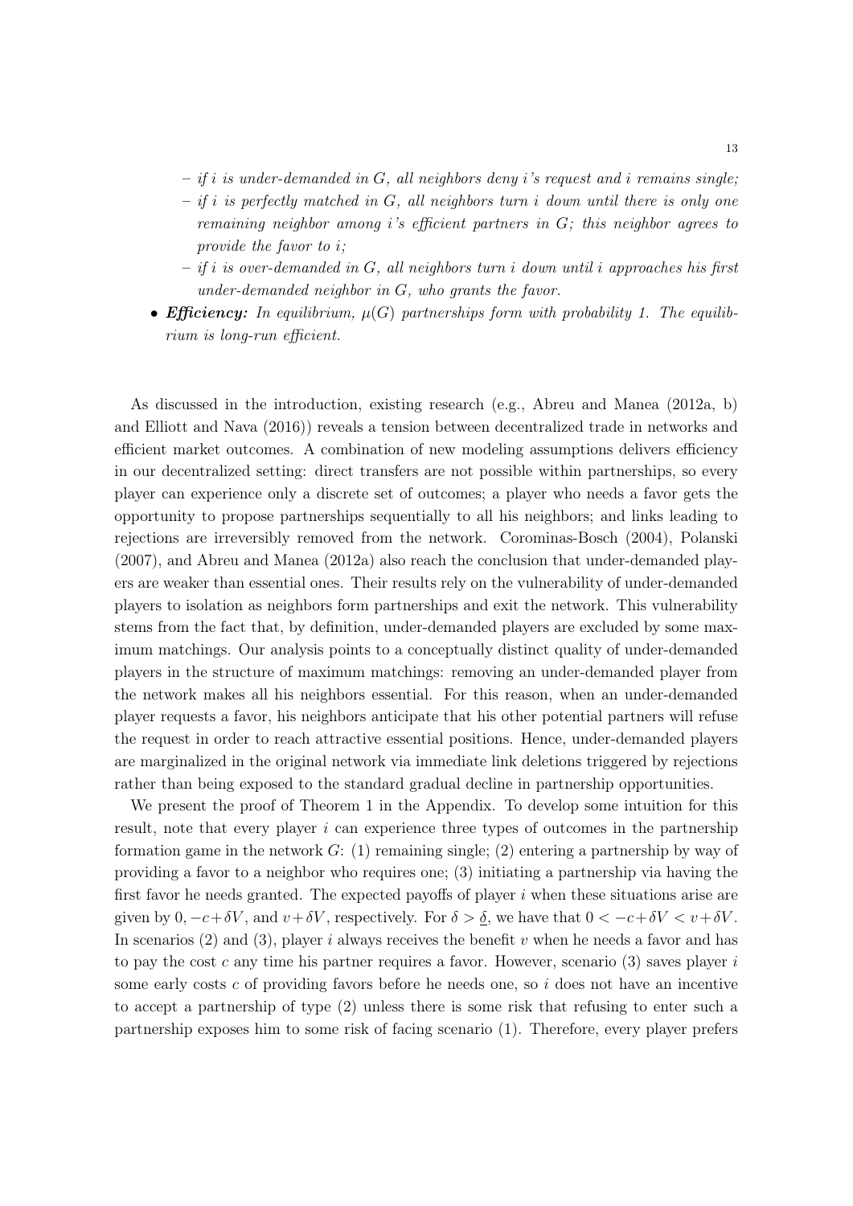- *if $i$ is under-demanded in $G$, all neighbors deny $i$'s request and $i$ remains single;*
  - *if $i$ is perfectly matched in $G$, all neighbors turn $i$ down until there is only one remaining neighbor among $i$'s efficient partners in $G$; this neighbor agrees to provide the favor to $i$;*
  - *if $i$ is over-demanded in $G$, all neighbors turn $i$ down until $i$ approaches his first under-demanded neighbor in $G$, who grants the favor.*
- ***Efficiency:*** *In equilibrium, $\mu(G)$ partnerships form with probability 1. The equilibrium is long-run efficient.*

As discussed in the introduction, existing research (e.g., Abreu and Manea (2012a, b) and Elliott and Nava (2016)) reveals a tension between decentralized trade in networks and efficient market outcomes. A combination of new modeling assumptions delivers efficiency in our decentralized setting: direct transfers are not possible within partnerships, so every player can experience only a discrete set of outcomes; a player who needs a favor gets the opportunity to propose partnerships sequentially to all his neighbors; and links leading to rejections are irreversibly removed from the network. Corominas-Bosch (2004), Polanski (2007), and Abreu and Manea (2012a) also reach the conclusion that under-demanded players are weaker than essential ones. Their results rely on the vulnerability of under-demanded players to isolation as neighbors form partnerships and exit the network. This vulnerability stems from the fact that, by definition, under-demanded players are excluded by some maximum matchings. Our analysis points to a conceptually distinct quality of under-demanded players in the structure of maximum matchings: removing an under-demanded player from the network makes all his neighbors essential. For this reason, when an under-demanded player requests a favor, his neighbors anticipate that his other potential partners will refuse the request in order to reach attractive essential positions. Hence, under-demanded players are marginalized in the original network via immediate link deletions triggered by rejections rather than being exposed to the standard gradual decline in partnership opportunities.

We present the proof of Theorem 1 in the Appendix. To develop some intuition for this result, note that every player $i$ can experience three types of outcomes in the partnership formation game in the network $G$: (1) remaining single; (2) entering a partnership by way of providing a favor to a neighbor who requires one; (3) initiating a partnership via having the first favor he needs granted. The expected payoffs of player $i$ when these situations arise are given by $0$, $-c+\delta V$, and $v+\delta V$, respectively. For $\delta > \underline{\delta}$, we have that $0 < -c+\delta V < v+\delta V$. In scenarios (2) and (3), player $i$ always receives the benefit $v$ when he needs a favor and has to pay the cost $c$ any time his partner requires a favor. However, scenario (3) saves player $i$ some early costs $c$ of providing favors before he needs one, so $i$ does not have an incentive to accept a partnership of type (2) unless there is some risk that refusing to enter such a partnership exposes him to some risk of facing scenario (1). Therefore, every player prefers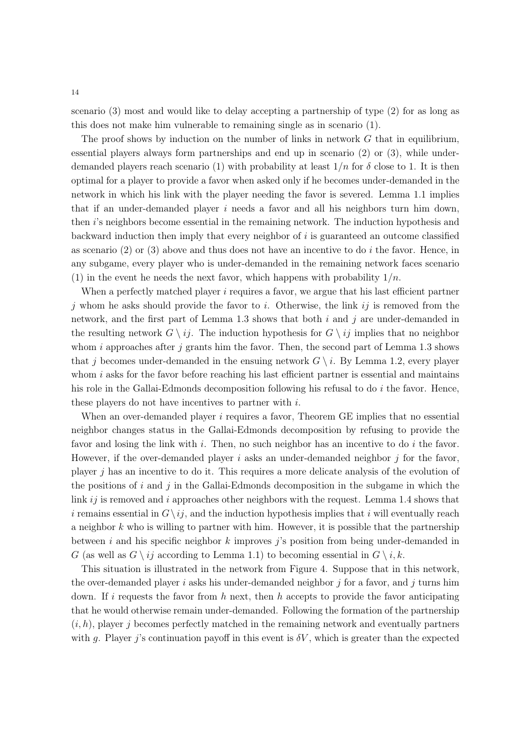scenario (3) most and would like to delay accepting a partnership of type (2) for as long as this does not make him vulnerable to remaining single as in scenario (1).

The proof shows by induction on the number of links in network $G$ that in equilibrium, essential players always form partnerships and end up in scenario (2) or (3), while under-demanded players reach scenario (1) with probability at least $1/n$ for $\delta$ close to 1. It is then optimal for a player to provide a favor when asked only if he becomes under-demanded in the network in which his link with the player needing the favor is severed. Lemma 1.1 implies that if an under-demanded player $i$ needs a favor and all his neighbors turn him down, then $i$'s neighbors become essential in the remaining network. The induction hypothesis and backward induction then imply that every neighbor of $i$ is guaranteed an outcome classified as scenario (2) or (3) above and thus does not have an incentive to do $i$ the favor. Hence, in any subgame, every player who is under-demanded in the remaining network faces scenario (1) in the event he needs the next favor, which happens with probability $1/n$.

When a perfectly matched player $i$ requires a favor, we argue that his last efficient partner $j$ whom he asks should provide the favor to $i$. Otherwise, the link $ij$ is removed from the network, and the first part of Lemma 1.3 shows that both $i$ and $j$ are under-demanded in the resulting network $G \setminus ij$. The induction hypothesis for $G \setminus ij$ implies that no neighbor whom $i$ approaches after $j$ grants him the favor. Then, the second part of Lemma 1.3 shows that $j$ becomes under-demanded in the ensuing network $G \setminus i$. By Lemma 1.2, every player whom $i$ asks for the favor before reaching his last efficient partner is essential and maintains his role in the Gallai-Edmonds decomposition following his refusal to do $i$ the favor. Hence, these players do not have incentives to partner with $i$.

When an over-demanded player $i$ requires a favor, Theorem GE implies that no essential neighbor changes status in the Gallai-Edmonds decomposition by refusing to provide the favor and losing the link with $i$. Then, no such neighbor has an incentive to do $i$ the favor. However, if the over-demanded player $i$ asks an under-demanded neighbor $j$ for the favor, player $j$ has an incentive to do it. This requires a more delicate analysis of the evolution of the positions of $i$ and $j$ in the Gallai-Edmonds decomposition in the subgame in which the link $ij$ is removed and $i$ approaches other neighbors with the request. Lemma 1.4 shows that $i$ remains essential in $G \setminus ij$, and the induction hypothesis implies that $i$ will eventually reach a neighbor $k$ who is willing to partner with him. However, it is possible that the partnership between $i$ and his specific neighbor $k$ improves $j$'s position from being under-demanded in $G$ (as well as $G \setminus ij$ according to Lemma 1.1) to becoming essential in $G \setminus i, k$.

This situation is illustrated in the network from Figure 4. Suppose that in this network, the over-demanded player $i$ asks his under-demanded neighbor $j$ for a favor, and $j$ turns him down. If $i$ requests the favor from $h$ next, then $h$ accepts to provide the favor anticipating that he would otherwise remain under-demanded. Following the formation of the partnership $(i, h)$, player $j$ becomes perfectly matched in the remaining network and eventually partners with $g$. Player $j$'s continuation payoff in this event is $\delta V$, which is greater than the expected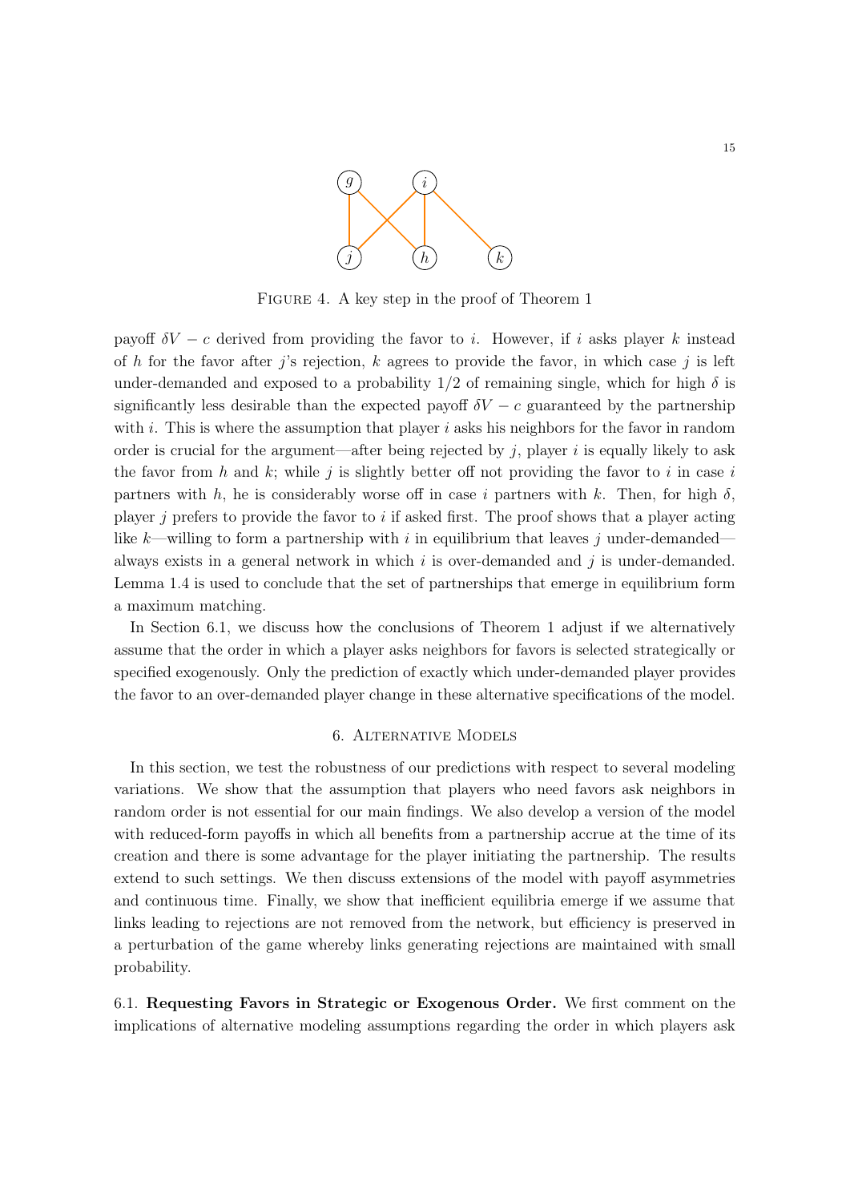FIGURE 4. A key step in the proof of Theorem 1

payoff $\delta V - c$ derived from providing the favor to $i$. However, if $i$ asks player $k$ instead of $h$ for the favor after $j$'s rejection, $k$ agrees to provide the favor, in which case $j$ is left under-demanded and exposed to a probability $1/2$ of remaining single, which for high $\delta$ is significantly less desirable than the expected payoff $\delta V - c$ guaranteed by the partnership with $i$. This is where the assumption that player $i$ asks his neighbors for the favor in random order is crucial for the argument—after being rejected by $j$, player $i$ is equally likely to ask the favor from $h$ and $k$; while $j$ is slightly better off not providing the favor to $i$ in case $i$ partners with $h$, he is considerably worse off in case $i$ partners with $k$. Then, for high $\delta$, player $j$ prefers to provide the favor to $i$ if asked first. The proof shows that a player acting like $k$—willing to form a partnership with $i$ in equilibrium that leaves $j$ under-demanded—always exists in a general network in which $i$ is over-demanded and $j$ is under-demanded. Lemma 1.4 is used to conclude that the set of partnerships that emerge in equilibrium form a maximum matching.

In Section 6.1, we discuss how the conclusions of Theorem 1 adjust if we alternatively assume that the order in which a player asks neighbors for favors is selected strategically or specified exogenously. Only the prediction of exactly which under-demanded player provides the favor to an over-demanded player change in these alternative specifications of the model.

## 6. Alternative Models

In this section, we test the robustness of our predictions with respect to several modeling variations. We show that the assumption that players who need favors ask neighbors in random order is not essential for our main findings. We also develop a version of the model with reduced-form payoffs in which all benefits from a partnership accrue at the time of its creation and there is some advantage for the player initiating the partnership. The results extend to such settings. We then discuss extensions of the model with payoff asymmetries and continuous time. Finally, we show that inefficient equilibria emerge if we assume that links leading to rejections are not removed from the network, but efficiency is preserved in a perturbation of the game whereby links generating rejections are maintained with small probability.

6.1. **Requesting Favors in Strategic or Exogenous Order.** We first comment on the implications of alternative modeling assumptions regarding the order in which players ask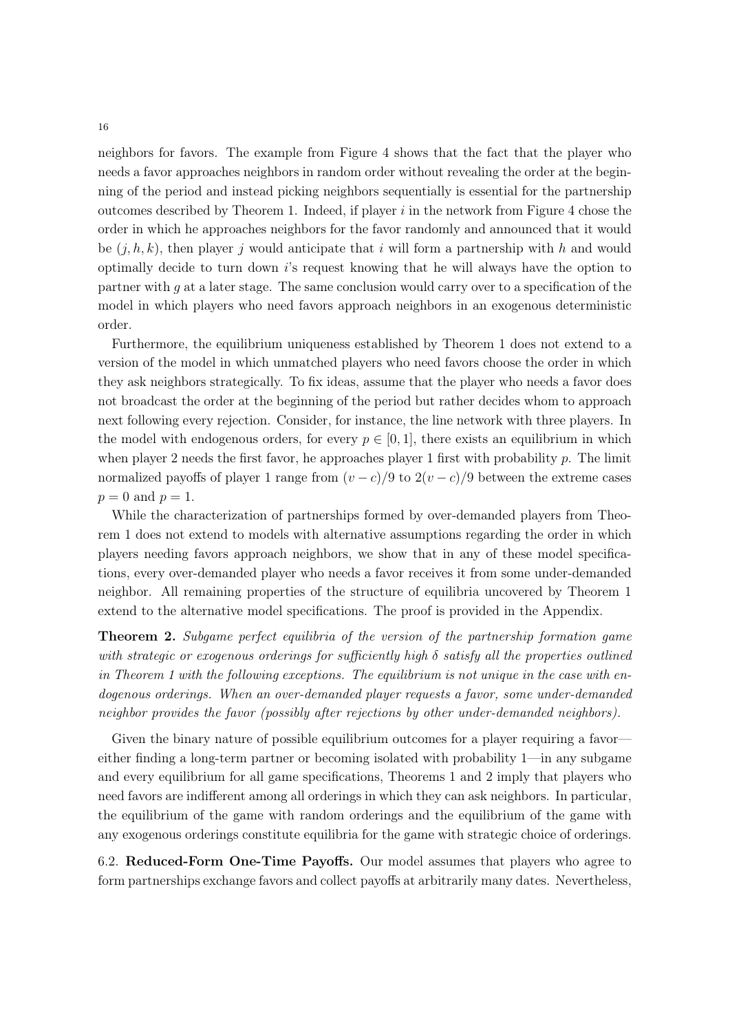neighbors for favors. The example from Figure 4 shows that the fact that the player who needs a favor approaches neighbors in random order without revealing the order at the beginning of the period and instead picking neighbors sequentially is essential for the partnership outcomes described by Theorem 1. Indeed, if player $i$ in the network from Figure 4 chose the order in which he approaches neighbors for the favor randomly and announced that it would be $(j, h, k)$, then player $j$ would anticipate that $i$ will form a partnership with $h$ and would optimally decide to turn down $i$'s request knowing that he will always have the option to partner with $g$ at a later stage. The same conclusion would carry over to a specification of the model in which players who need favors approach neighbors in an exogenous deterministic order.

Furthermore, the equilibrium uniqueness established by Theorem 1 does not extend to a version of the model in which unmatched players who need favors choose the order in which they ask neighbors strategically. To fix ideas, assume that the player who needs a favor does not broadcast the order at the beginning of the period but rather decides whom to approach next following every rejection. Consider, for instance, the line network with three players. In the model with endogenous orders, for every $p \in [0, 1]$, there exists an equilibrium in which when player 2 needs the first favor, he approaches player 1 first with probability $p$. The limit normalized payoffs of player 1 range from $(v - c)/9$ to $2(v - c)/9$ between the extreme cases $p = 0$ and $p = 1$.

While the characterization of partnerships formed by over-demanded players from Theorem 1 does not extend to models with alternative assumptions regarding the order in which players needing favors approach neighbors, we show that in any of these model specifications, every over-demanded player who needs a favor receives it from some under-demanded neighbor. All remaining properties of the structure of equilibria uncovered by Theorem 1 extend to the alternative model specifications. The proof is provided in the Appendix.

**Theorem 2.** *Subgame perfect equilibria of the version of the partnership formation game with strategic or exogenous orderings for sufficiently high $\delta$ satisfy all the properties outlined in Theorem 1 with the following exceptions. The equilibrium is not unique in the case with endogenous orderings. When an over-demanded player requests a favor, some under-demanded neighbor provides the favor (possibly after rejections by other under-demanded neighbors).*

Given the binary nature of possible equilibrium outcomes for a player requiring a favor—either finding a long-term partner or becoming isolated with probability 1—in any subgame and every equilibrium for all game specifications, Theorems 1 and 2 imply that players who need favors are indifferent among all orderings in which they can ask neighbors. In particular, the equilibrium of the game with random orderings and the equilibrium of the game with any exogenous orderings constitute equilibria for the game with strategic choice of orderings.

6.2. **Reduced-Form One-Time Payoffs.** Our model assumes that players who agree to form partnerships exchange favors and collect payoffs at arbitrarily many dates. Nevertheless,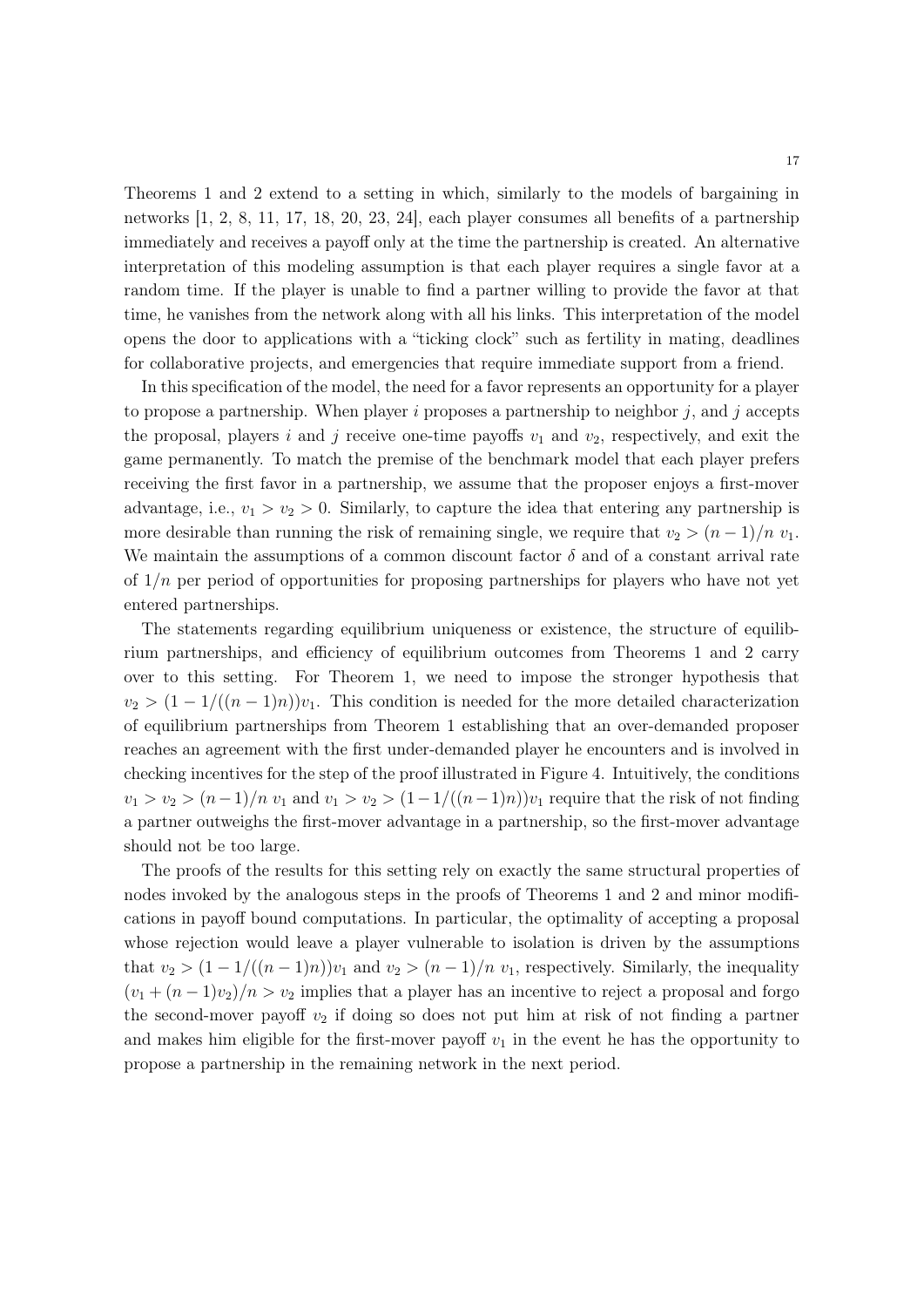Theorems 1 and 2 extend to a setting in which, similarly to the models of bargaining in networks [1, 2, 8, 11, 17, 18, 20, 23, 24], each player consumes all benefits of a partnership immediately and receives a payoff only at the time the partnership is created. An alternative interpretation of this modeling assumption is that each player requires a single favor at a random time. If the player is unable to find a partner willing to provide the favor at that time, he vanishes from the network along with all his links. This interpretation of the model opens the door to applications with a "ticking clock" such as fertility in mating, deadlines for collaborative projects, and emergencies that require immediate support from a friend.

In this specification of the model, the need for a favor represents an opportunity for a player to propose a partnership. When player $i$ proposes a partnership to neighbor $j$, and $j$ accepts the proposal, players $i$ and $j$ receive one-time payoffs $v_1$ and $v_2$, respectively, and exit the game permanently. To match the premise of the benchmark model that each player prefers receiving the first favor in a partnership, we assume that the proposer enjoys a first-mover advantage, i.e., $v_1 > v_2 > 0$. Similarly, to capture the idea that entering any partnership is more desirable than running the risk of remaining single, we require that $v_2 > (n-1)/n \; v_1$. We maintain the assumptions of a common discount factor $\delta$ and of a constant arrival rate of $1/n$ per period of opportunities for proposing partnerships for players who have not yet entered partnerships.

The statements regarding equilibrium uniqueness or existence, the structure of equilibrium partnerships, and efficiency of equilibrium outcomes from Theorems 1 and 2 carry over to this setting. For Theorem 1, we need to impose the stronger hypothesis that $v_2 > (1 - 1/((n-1)n))v_1$. This condition is needed for the more detailed characterization of equilibrium partnerships from Theorem 1 establishing that an over-demanded proposer reaches an agreement with the first under-demanded player he encounters and is involved in checking incentives for the step of the proof illustrated in Figure 4. Intuitively, the conditions $v_1 > v_2 > (n-1)/n \; v_1$ and $v_1 > v_2 > (1-1/((n-1)n))v_1$ require that the risk of not finding a partner outweighs the first-mover advantage in a partnership, so the first-mover advantage should not be too large.

The proofs of the results for this setting rely on exactly the same structural properties of nodes invoked by the analogous steps in the proofs of Theorems 1 and 2 and minor modifications in payoff bound computations. In particular, the optimality of accepting a proposal whose rejection would leave a player vulnerable to isolation is driven by the assumptions that $v_2 > (1 - 1/((n-1)n))v_1$ and $v_2 > (n-1)/n \; v_1$, respectively. Similarly, the inequality $(v_1 + (n-1)v_2)/n > v_2$ implies that a player has an incentive to reject a proposal and forgo the second-mover payoff $v_2$ if doing so does not put him at risk of not finding a partner and makes him eligible for the first-mover payoff $v_1$ in the event he has the opportunity to propose a partnership in the remaining network in the next period.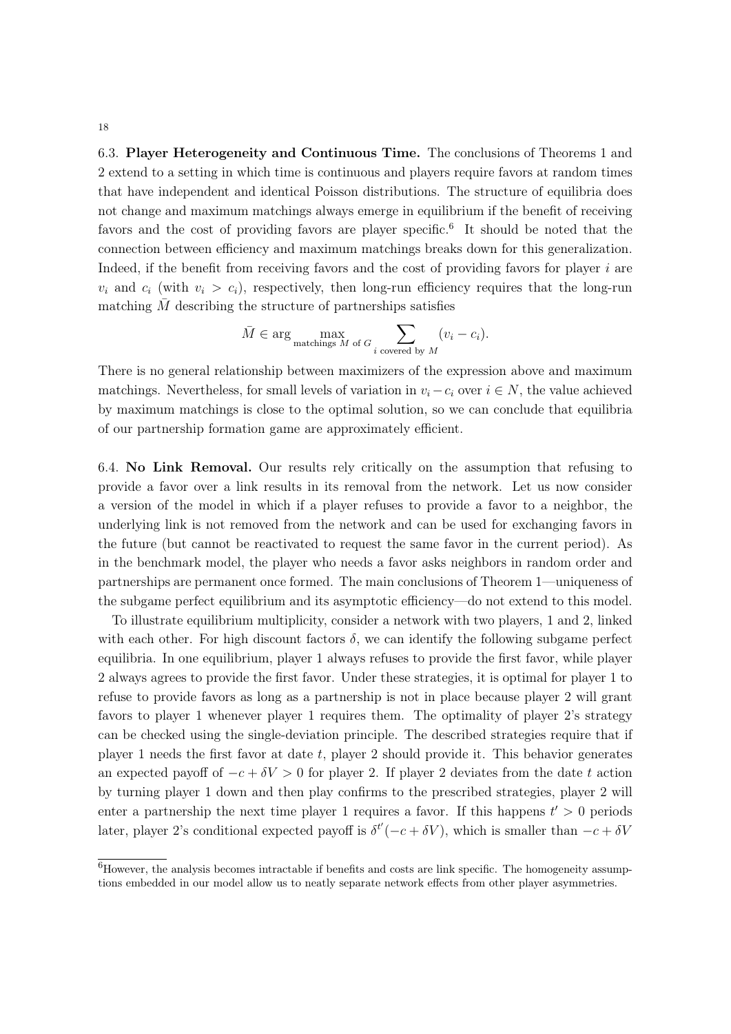6.3. **Player Heterogeneity and Continuous Time.** The conclusions of Theorems 1 and 2 extend to a setting in which time is continuous and players require favors at random times that have independent and identical Poisson distributions. The structure of equilibria does not change and maximum matchings always emerge in equilibrium if the benefit of receiving favors and the cost of providing favors are player specific.[6] It should be noted that the connection between efficiency and maximum matchings breaks down for this generalization. Indeed, if the benefit from receiving favors and the cost of providing favors for player $i$ are $v_i$ and $c_i$ (with $v_i > c_i$), respectively, then long-run efficiency requires that the long-run matching $\bar{M}$ describing the structure of partnerships satisfies

$$\bar{M} \in \arg \max_{\text{matchings } M \text{ of } G} \sum_{i \text{ covered by } M} (v_i - c_i).$$

There is no general relationship between maximizers of the expression above and maximum matchings. Nevertheless, for small levels of variation in $v_i - c_i$ over $i \in N$, the value achieved by maximum matchings is close to the optimal solution, so we can conclude that equilibria of our partnership formation game are approximately efficient.

6.4. **No Link Removal.** Our results rely critically on the assumption that refusing to provide a favor over a link results in its removal from the network. Let us now consider a version of the model in which if a player refuses to provide a favor to a neighbor, the underlying link is not removed from the network and can be used for exchanging favors in the future (but cannot be reactivated to request the same favor in the current period). As in the benchmark model, the player who needs a favor asks neighbors in random order and partnerships are permanent once formed. The main conclusions of Theorem 1—uniqueness of the subgame perfect equilibrium and its asymptotic efficiency—do not extend to this model.

To illustrate equilibrium multiplicity, consider a network with two players, 1 and 2, linked with each other. For high discount factors $\delta$, we can identify the following subgame perfect equilibria. In one equilibrium, player 1 always refuses to provide the first favor, while player 2 always agrees to provide the first favor. Under these strategies, it is optimal for player 1 to refuse to provide favors as long as a partnership is not in place because player 2 will grant favors to player 1 whenever player 1 requires them. The optimality of player 2's strategy can be checked using the single-deviation principle. The described strategies require that if player 1 needs the first favor at date $t$, player 2 should provide it. This behavior generates an expected payoff of $-c + \delta V > 0$ for player 2. If player 2 deviates from the date $t$ action by turning player 1 down and then play confirms to the prescribed strategies, player 2 will enter a partnership the next time player 1 requires a favor. If this happens $t' > 0$ periods later, player 2's conditional expected payoff is $\delta^{t'}(-c + \delta V)$, which is smaller than $-c + \delta V$

[6]However, the analysis becomes intractable if benefits and costs are link specific. The homogeneity assumptions embedded in our model allow us to neatly separate network effects from other player asymmetries.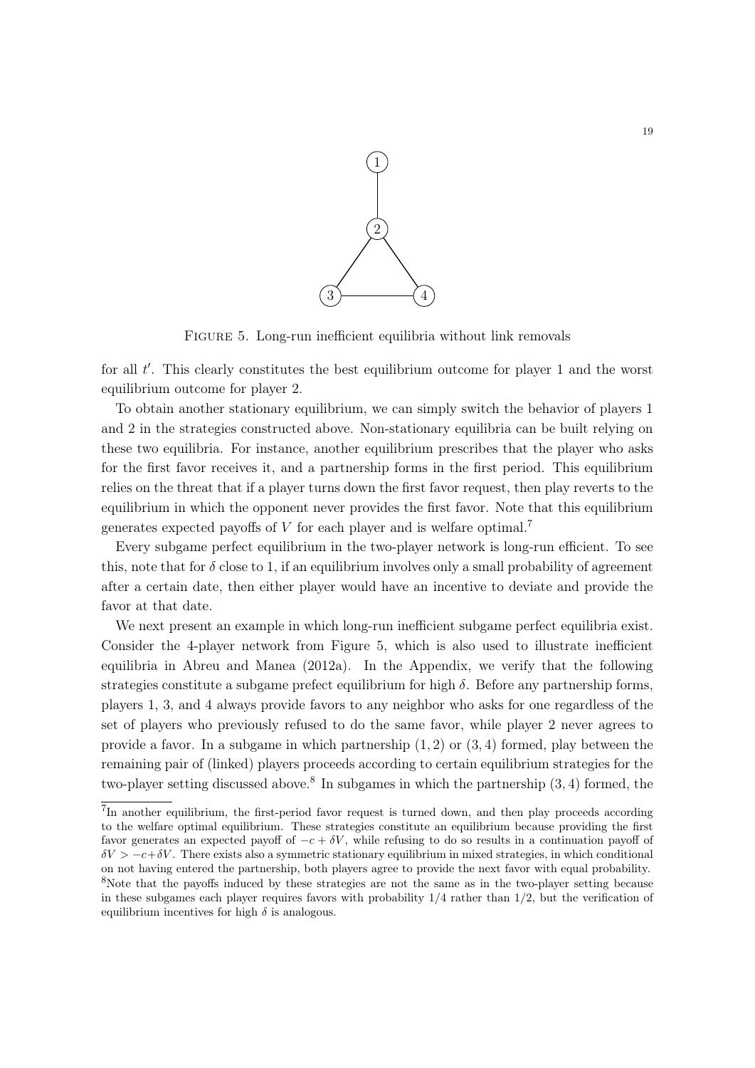FIGURE 5. Long-run inefficient equilibria without link removals

for all $t'$. This clearly constitutes the best equilibrium outcome for player 1 and the worst equilibrium outcome for player 2.

To obtain another stationary equilibrium, we can simply switch the behavior of players 1 and 2 in the strategies constructed above. Non-stationary equilibria can be built relying on these two equilibria. For instance, another equilibrium prescribes that the player who asks for the first favor receives it, and a partnership forms in the first period. This equilibrium relies on the threat that if a player turns down the first favor request, then play reverts to the equilibrium in which the opponent never provides the first favor. Note that this equilibrium generates expected payoffs of $V$ for each player and is welfare optimal.[7]

Every subgame perfect equilibrium in the two-player network is long-run efficient. To see this, note that for $\delta$ close to 1, if an equilibrium involves only a small probability of agreement after a certain date, then either player would have an incentive to deviate and provide the favor at that date.

We next present an example in which long-run inefficient subgame perfect equilibria exist. Consider the 4-player network from Figure 5, which is also used to illustrate inefficient equilibria in Abreu and Manea (2012a). In the Appendix, we verify that the following strategies constitute a subgame prefect equilibrium for high $\delta$. Before any partnership forms, players 1, 3, and 4 always provide favors to any neighbor who asks for one regardless of the set of players who previously refused to do the same favor, while player 2 never agrees to provide a favor. In a subgame in which partnership $(1, 2)$ or $(3, 4)$ formed, play between the remaining pair of (linked) players proceeds according to certain equilibrium strategies for the two-player setting discussed above.[8] In subgames in which the partnership $(3, 4)$ formed, the

[7] In another equilibrium, the first-period favor request is turned down, and then play proceeds according to the welfare optimal equilibrium. These strategies constitute an equilibrium because providing the first favor generates an expected payoff of $-c + \delta V$, while refusing to do so results in a continuation payoff of $\delta V > -c+\delta V$. There exists also a symmetric stationary equilibrium in mixed strategies, in which conditional on not having entered the partnership, both players agree to provide the next favor with equal probability.

[8] Note that the payoffs induced by these strategies are not the same as in the two-player setting because in these subgames each player requires favors with probability $1/4$ rather than $1/2$, but the verification of equilibrium incentives for high $\delta$ is analogous.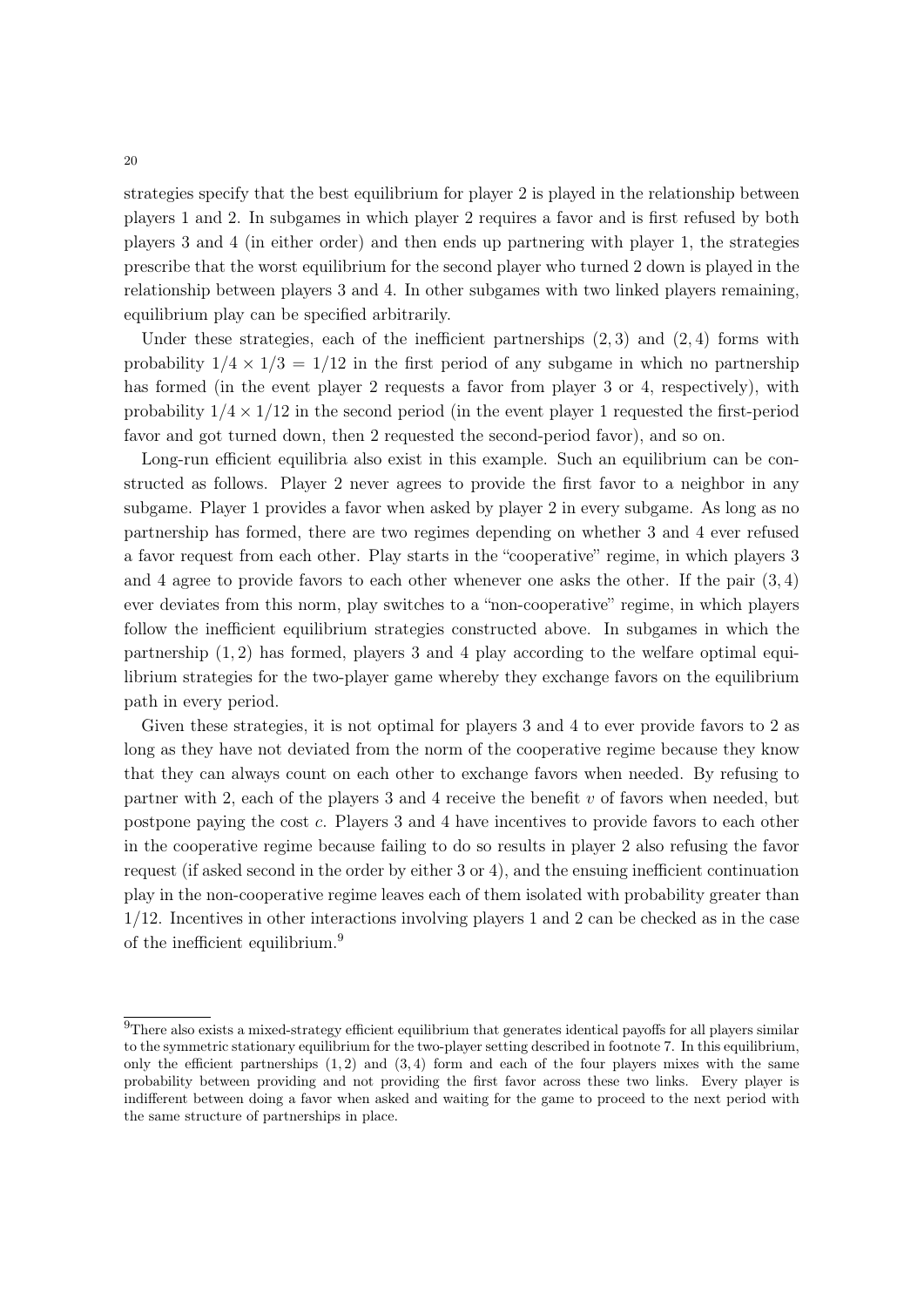strategies specify that the best equilibrium for player 2 is played in the relationship between players 1 and 2. In subgames in which player 2 requires a favor and is first refused by both players 3 and 4 (in either order) and then ends up partnering with player 1, the strategies prescribe that the worst equilibrium for the second player who turned 2 down is played in the relationship between players 3 and 4. In other subgames with two linked players remaining, equilibrium play can be specified arbitrarily.

Under these strategies, each of the inefficient partnerships $(2, 3)$ and $(2, 4)$ forms with probability $1/4 \times 1/3 = 1/12$ in the first period of any subgame in which no partnership has formed (in the event player 2 requests a favor from player 3 or 4, respectively), with probability $1/4 \times 1/12$ in the second period (in the event player 1 requested the first-period favor and got turned down, then 2 requested the second-period favor), and so on.

Long-run efficient equilibria also exist in this example. Such an equilibrium can be constructed as follows. Player 2 never agrees to provide the first favor to a neighbor in any subgame. Player 1 provides a favor when asked by player 2 in every subgame. As long as no partnership has formed, there are two regimes depending on whether 3 and 4 ever refused a favor request from each other. Play starts in the "cooperative" regime, in which players 3 and 4 agree to provide favors to each other whenever one asks the other. If the pair $(3, 4)$ ever deviates from this norm, play switches to a "non-cooperative" regime, in which players follow the inefficient equilibrium strategies constructed above. In subgames in which the partnership $(1, 2)$ has formed, players 3 and 4 play according to the welfare optimal equilibrium strategies for the two-player game whereby they exchange favors on the equilibrium path in every period.

Given these strategies, it is not optimal for players 3 and 4 to ever provide favors to 2 as long as they have not deviated from the norm of the cooperative regime because they know that they can always count on each other to exchange favors when needed. By refusing to partner with 2, each of the players 3 and 4 receive the benefit $v$ of favors when needed, but postpone paying the cost $c$. Players 3 and 4 have incentives to provide favors to each other in the cooperative regime because failing to do so results in player 2 also refusing the favor request (if asked second in the order by either 3 or 4), and the ensuing inefficient continuation play in the non-cooperative regime leaves each of them isolated with probability greater than $1/12$. Incentives in other interactions involving players 1 and 2 can be checked as in the case of the inefficient equilibrium.[9]

[9] There also exists a mixed-strategy efficient equilibrium that generates identical payoffs for all players similar to the symmetric stationary equilibrium for the two-player setting described in footnote 7. In this equilibrium, only the efficient partnerships $(1, 2)$ and $(3, 4)$ form and each of the four players mixes with the same probability between providing and not providing the first favor across these two links. Every player is indifferent between doing a favor when asked and waiting for the game to proceed to the next period with the same structure of partnerships in place.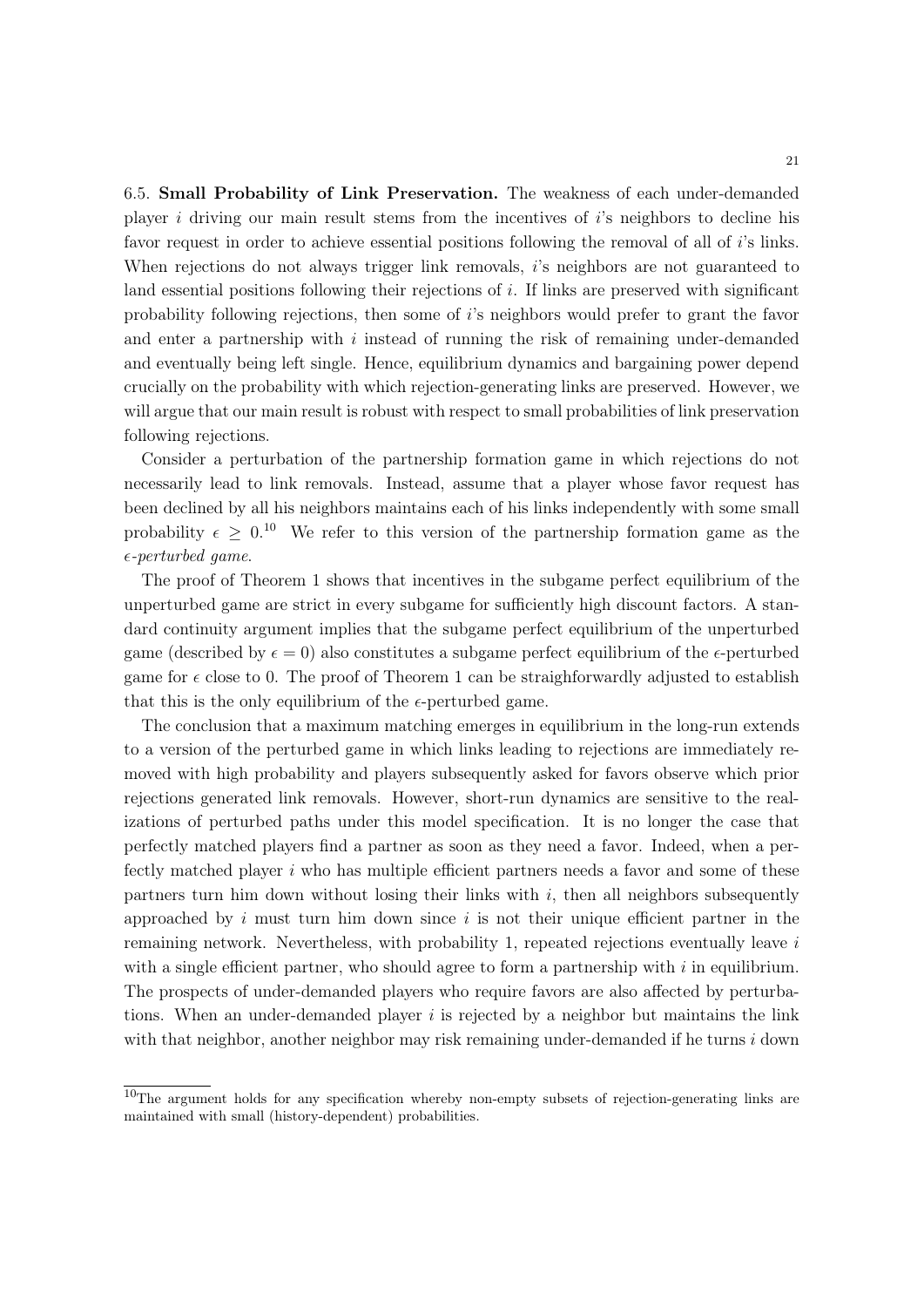6.5. **Small Probability of Link Preservation.** The weakness of each under-demanded player $i$ driving our main result stems from the incentives of $i$'s neighbors to decline his favor request in order to achieve essential positions following the removal of all of $i$'s links. When rejections do not always trigger link removals, $i$'s neighbors are not guaranteed to land essential positions following their rejections of $i$. If links are preserved with significant probability following rejections, then some of $i$'s neighbors would prefer to grant the favor and enter a partnership with $i$ instead of running the risk of remaining under-demanded and eventually being left single. Hence, equilibrium dynamics and bargaining power depend crucially on the probability with which rejection-generating links are preserved. However, we will argue that our main result is robust with respect to small probabilities of link preservation following rejections.

Consider a perturbation of the partnership formation game in which rejections do not necessarily lead to link removals. Instead, assume that a player whose favor request has been declined by all his neighbors maintains each of his links independently with some small probability $\epsilon \geq 0$.[10] We refer to this version of the partnership formation game as the *$\epsilon$-perturbed game*.

The proof of Theorem 1 shows that incentives in the subgame perfect equilibrium of the unperturbed game are strict in every subgame for sufficiently high discount factors. A standard continuity argument implies that the subgame perfect equilibrium of the unperturbed game (described by $\epsilon = 0$) also constitutes a subgame perfect equilibrium of the $\epsilon$-perturbed game for $\epsilon$ close to 0. The proof of Theorem 1 can be straighforwardly adjusted to establish that this is the only equilibrium of the $\epsilon$-perturbed game.

The conclusion that a maximum matching emerges in equilibrium in the long-run extends to a version of the perturbed game in which links leading to rejections are immediately removed with high probability and players subsequently asked for favors observe which prior rejections generated link removals. However, short-run dynamics are sensitive to the realizations of perturbed paths under this model specification. It is no longer the case that perfectly matched players find a partner as soon as they need a favor. Indeed, when a perfectly matched player $i$ who has multiple efficient partners needs a favor and some of these partners turn him down without losing their links with $i$, then all neighbors subsequently approached by $i$ must turn him down since $i$ is not their unique efficient partner in the remaining network. Nevertheless, with probability 1, repeated rejections eventually leave $i$ with a single efficient partner, who should agree to form a partnership with $i$ in equilibrium. The prospects of under-demanded players who require favors are also affected by perturbations. When an under-demanded player $i$ is rejected by a neighbor but maintains the link with that neighbor, another neighbor may risk remaining under-demanded if he turns $i$ down

[10] The argument holds for any specification whereby non-empty subsets of rejection-generating links are maintained with small (history-dependent) probabilities.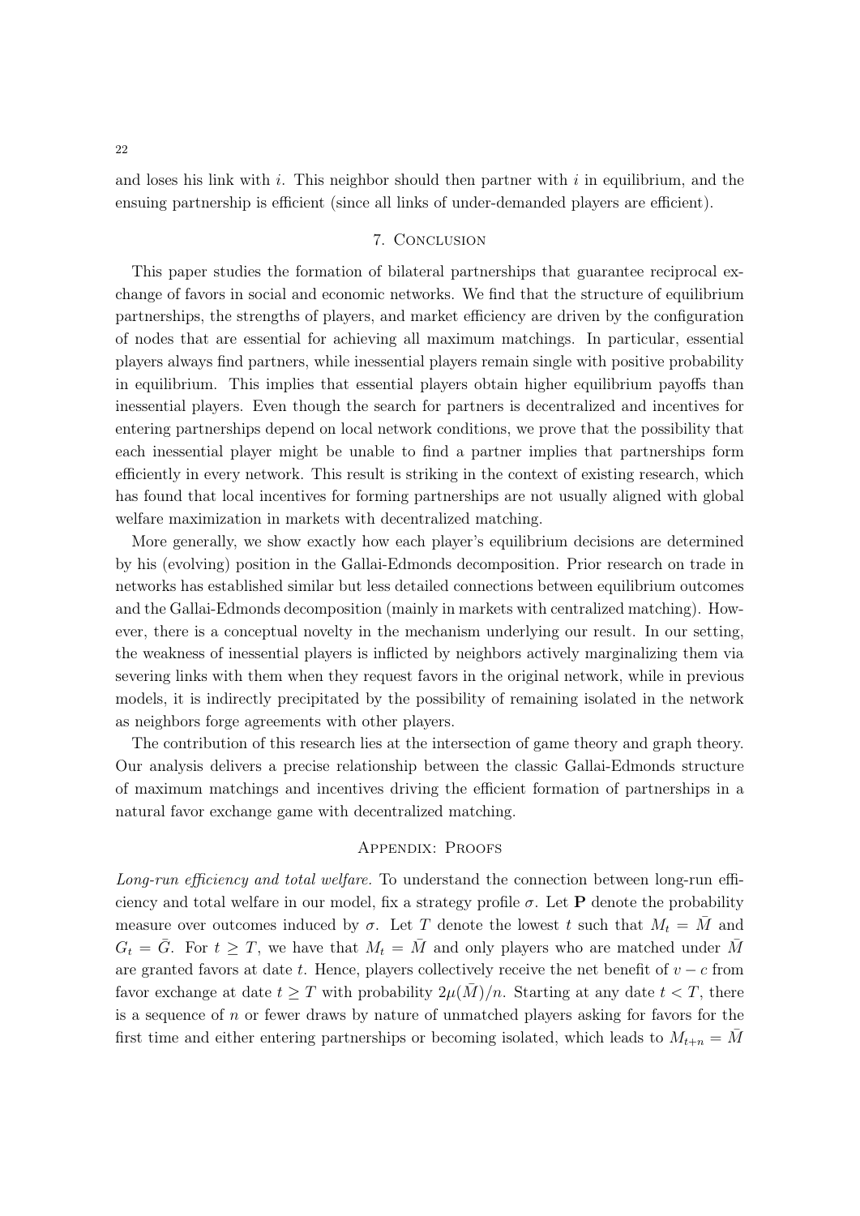and loses his link with $i$. This neighbor should then partner with $i$ in equilibrium, and the ensuing partnership is efficient (since all links of under-demanded players are efficient).

## 7. Conclusion

This paper studies the formation of bilateral partnerships that guarantee reciprocal exchange of favors in social and economic networks. We find that the structure of equilibrium partnerships, the strengths of players, and market efficiency are driven by the configuration of nodes that are essential for achieving all maximum matchings. In particular, essential players always find partners, while inessential players remain single with positive probability in equilibrium. This implies that essential players obtain higher equilibrium payoffs than inessential players. Even though the search for partners is decentralized and incentives for entering partnerships depend on local network conditions, we prove that the possibility that each inessential player might be unable to find a partner implies that partnerships form efficiently in every network. This result is striking in the context of existing research, which has found that local incentives for forming partnerships are not usually aligned with global welfare maximization in markets with decentralized matching.

More generally, we show exactly how each player's equilibrium decisions are determined by his (evolving) position in the Gallai-Edmonds decomposition. Prior research on trade in networks has established similar but less detailed connections between equilibrium outcomes and the Gallai-Edmonds decomposition (mainly in markets with centralized matching). However, there is a conceptual novelty in the mechanism underlying our result. In our setting, the weakness of inessential players is inflicted by neighbors actively marginalizing them via severing links with them when they request favors in the original network, while in previous models, it is indirectly precipitated by the possibility of remaining isolated in the network as neighbors forge agreements with other players.

The contribution of this research lies at the intersection of game theory and graph theory. Our analysis delivers a precise relationship between the classic Gallai-Edmonds structure of maximum matchings and incentives driving the efficient formation of partnerships in a natural favor exchange game with decentralized matching.

## Appendix: Proofs

*Long-run efficiency and total welfare.* To understand the connection between long-run efficiency and total welfare in our model, fix a strategy profile $\sigma$. Let $\mathbf{P}$ denote the probability measure over outcomes induced by $\sigma$. Let $T$ denote the lowest $t$ such that $M_t = \bar{M}$ and $G_t = \bar{G}$. For $t \geq T$, we have that $M_t = \bar{M}$ and only players who are matched under $\bar{M}$ are granted favors at date $t$. Hence, players collectively receive the net benefit of $v - c$ from favor exchange at date $t \geq T$ with probability $2\mu(\bar{M})/n$. Starting at any date $t < T$, there is a sequence of $n$ or fewer draws by nature of unmatched players asking for favors for the first time and either entering partnerships or becoming isolated, which leads to $M_{t+n} = \bar{M}$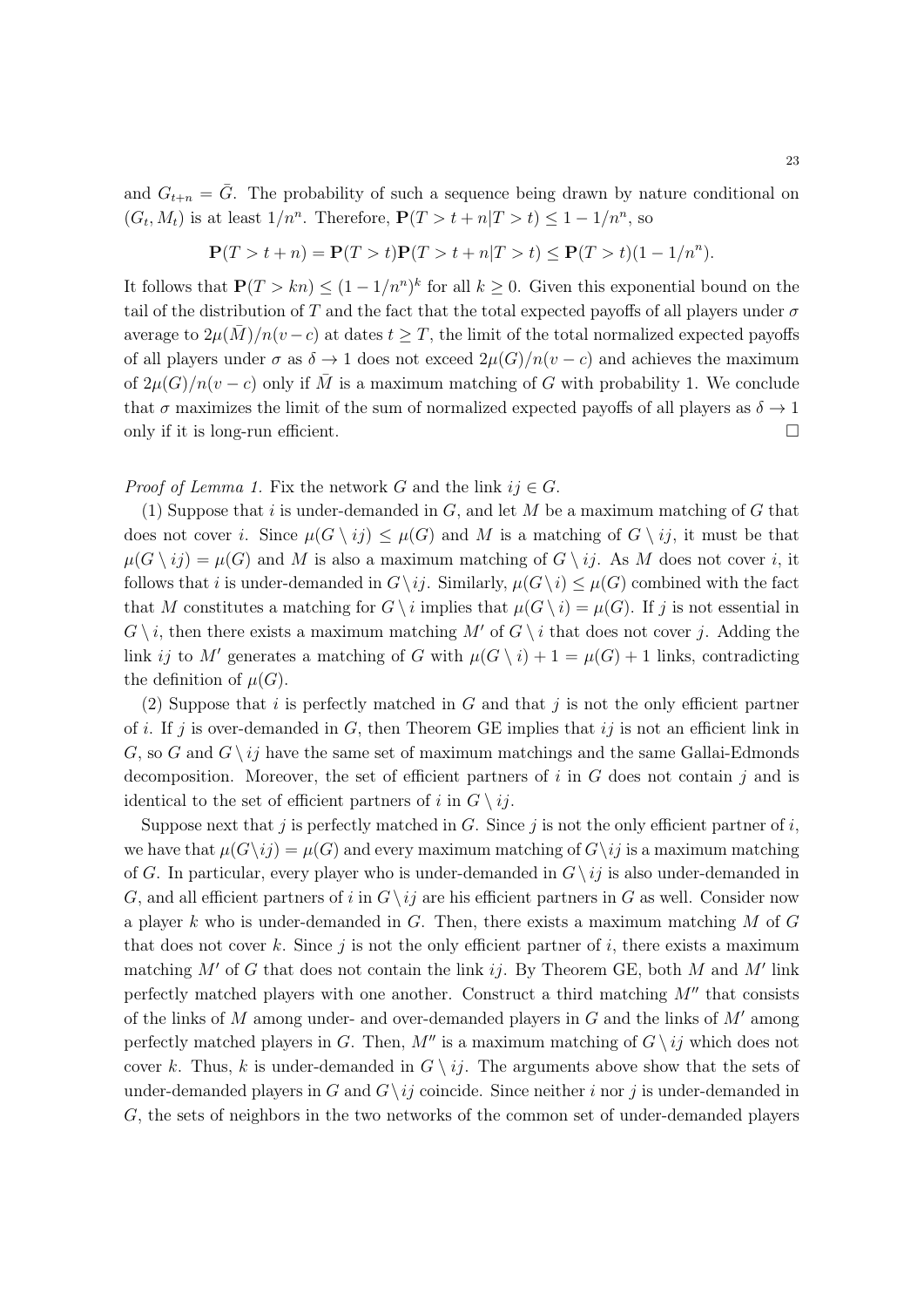and $G_{t+n} = \bar{G}$. The probability of such a sequence being drawn by nature conditional on $(G_t, M_t)$ is at least $1/n^n$. Therefore, $\mathbf{P}(T > t + n | T > t) \leq 1 - 1/n^n$, so

$$\mathbf{P}(T > t + n) = \mathbf{P}(T > t)\mathbf{P}(T > t + n | T > t) \leq \mathbf{P}(T > t)(1 - 1/n^n).$$

It follows that $\mathbf{P}(T > kn) \leq (1 - 1/n^n)^k$ for all $k \geq 0$. Given this exponential bound on the tail of the distribution of $T$ and the fact that the total expected payoffs of all players under $\sigma$ average to $2\mu(\bar{M})/n(v - c)$ at dates $t \geq T$, the limit of the total normalized expected payoffs of all players under $\sigma$ as $\delta \to 1$ does not exceed $2\mu(G)/n(v - c)$ and achieves the maximum of $2\mu(G)/n(v - c)$ only if $\bar{M}$ is a maximum matching of $G$ with probability 1. We conclude that $\sigma$ maximizes the limit of the sum of normalized expected payoffs of all players as $\delta \to 1$ only if it is long-run efficient. $\square$

*Proof of Lemma 1.* Fix the network $G$ and the link $ij \in G$.

(1) Suppose that $i$ is under-demanded in $G$, and let $M$ be a maximum matching of $G$ that does not cover $i$. Since $\mu(G \setminus ij) \leq \mu(G)$ and $M$ is a matching of $G \setminus ij$, it must be that $\mu(G \setminus ij) = \mu(G)$ and $M$ is also a maximum matching of $G \setminus ij$. As $M$ does not cover $i$, it follows that $i$ is under-demanded in $G \setminus ij$. Similarly, $\mu(G \setminus i) \leq \mu(G)$ combined with the fact that $M$ constitutes a matching for $G \setminus i$ implies that $\mu(G \setminus i) = \mu(G)$. If $j$ is not essential in $G \setminus i$, then there exists a maximum matching $M'$ of $G \setminus i$ that does not cover $j$. Adding the link $ij$ to $M'$ generates a matching of $G$ with $\mu(G \setminus i) + 1 = \mu(G) + 1$ links, contradicting the definition of $\mu(G)$.

(2) Suppose that $i$ is perfectly matched in $G$ and that $j$ is not the only efficient partner of $i$. If $j$ is over-demanded in $G$, then Theorem GE implies that $ij$ is not an efficient link in $G$, so $G$ and $G \setminus ij$ have the same set of maximum matchings and the same Gallai-Edmonds decomposition. Moreover, the set of efficient partners of $i$ in $G$ does not contain $j$ and is identical to the set of efficient partners of $i$ in $G \setminus ij$.

Suppose next that $j$ is perfectly matched in $G$. Since $j$ is not the only efficient partner of $i$, we have that $\mu(G \setminus ij) = \mu(G)$ and every maximum matching of $G \setminus ij$ is a maximum matching of $G$. In particular, every player who is under-demanded in $G \setminus ij$ is also under-demanded in $G$, and all efficient partners of $i$ in $G \setminus ij$ are his efficient partners in $G$ as well. Consider now a player $k$ who is under-demanded in $G$. Then, there exists a maximum matching $M$ of $G$ that does not cover $k$. Since $j$ is not the only efficient partner of $i$, there exists a maximum matching $M'$ of $G$ that does not contain the link $ij$. By Theorem GE, both $M$ and $M'$ link perfectly matched players with one another. Construct a third matching $M''$ that consists of the links of $M$ among under- and over-demanded players in $G$ and the links of $M'$ among perfectly matched players in $G$. Then, $M''$ is a maximum matching of $G \setminus ij$ which does not cover $k$. Thus, $k$ is under-demanded in $G \setminus ij$. The arguments above show that the sets of under-demanded players in $G$ and $G \setminus ij$ coincide. Since neither $i$ nor $j$ is under-demanded in $G$, the sets of neighbors in the two networks of the common set of under-demanded players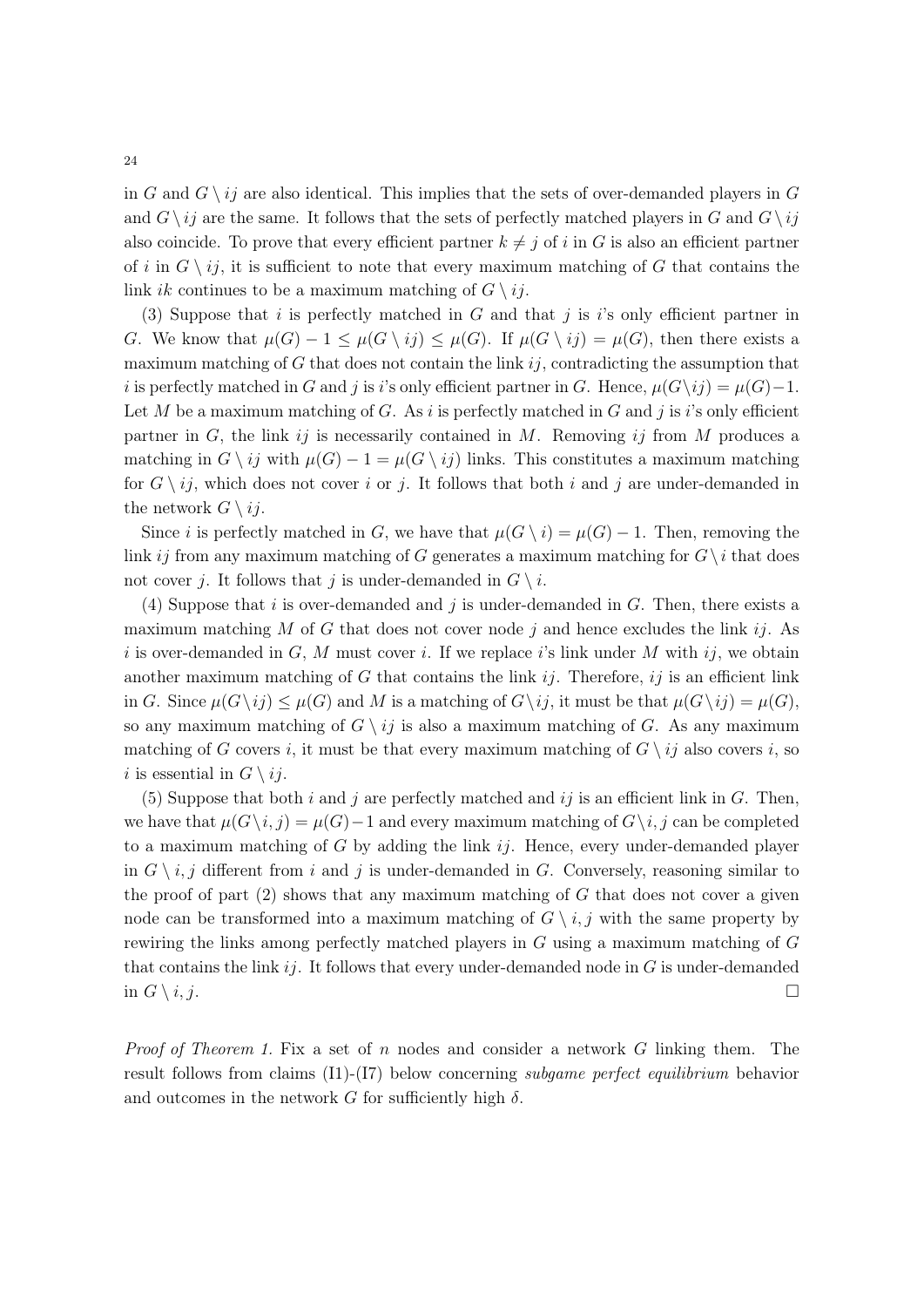in $G$ and $G \setminus ij$ are also identical. This implies that the sets of over-demanded players in $G$ and $G \setminus ij$ are the same. It follows that the sets of perfectly matched players in $G$ and $G \setminus ij$ also coincide. To prove that every efficient partner $k \neq j$ of $i$ in $G$ is also an efficient partner of $i$ in $G \setminus ij$, it is sufficient to note that every maximum matching of $G$ that contains the link $ik$ continues to be a maximum matching of $G \setminus ij$.

(3) Suppose that $i$ is perfectly matched in $G$ and that $j$ is $i$'s only efficient partner in $G$. We know that $\mu(G) - 1 \leq \mu(G \setminus ij) \leq \mu(G)$. If $\mu(G \setminus ij) = \mu(G)$, then there exists a maximum matching of $G$ that does not contain the link $ij$, contradicting the assumption that $i$ is perfectly matched in $G$ and $j$ is $i$'s only efficient partner in $G$. Hence, $\mu(G \setminus ij) = \mu(G) - 1$. Let $M$ be a maximum matching of $G$. As $i$ is perfectly matched in $G$ and $j$ is $i$'s only efficient partner in $G$, the link $ij$ is necessarily contained in $M$. Removing $ij$ from $M$ produces a matching in $G \setminus ij$ with $\mu(G) - 1 = \mu(G \setminus ij)$ links. This constitutes a maximum matching for $G \setminus ij$, which does not cover $i$ or $j$. It follows that both $i$ and $j$ are under-demanded in the network $G \setminus ij$.

Since $i$ is perfectly matched in $G$, we have that $\mu(G \setminus i) = \mu(G) - 1$. Then, removing the link $ij$ from any maximum matching of $G$ generates a maximum matching for $G \setminus i$ that does not cover $j$. It follows that $j$ is under-demanded in $G \setminus i$.

(4) Suppose that $i$ is over-demanded and $j$ is under-demanded in $G$. Then, there exists a maximum matching $M$ of $G$ that does not cover node $j$ and hence excludes the link $ij$. As $i$ is over-demanded in $G$, $M$ must cover $i$. If we replace $i$'s link under $M$ with $ij$, we obtain another maximum matching of $G$ that contains the link $ij$. Therefore, $ij$ is an efficient link in $G$. Since $\mu(G \setminus ij) \leq \mu(G)$ and $M$ is a matching of $G \setminus ij$, it must be that $\mu(G \setminus ij) = \mu(G)$, so any maximum matching of $G \setminus ij$ is also a maximum matching of $G$. As any maximum matching of $G$ covers $i$, it must be that every maximum matching of $G \setminus ij$ also covers $i$, so $i$ is essential in $G \setminus ij$.

(5) Suppose that both $i$ and $j$ are perfectly matched and $ij$ is an efficient link in $G$. Then, we have that $\mu(G \setminus i, j) = \mu(G) - 1$ and every maximum matching of $G \setminus i, j$ can be completed to a maximum matching of $G$ by adding the link $ij$. Hence, every under-demanded player in $G \setminus i, j$ different from $i$ and $j$ is under-demanded in $G$. Conversely, reasoning similar to the proof of part (2) shows that any maximum matching of $G$ that does not cover a given node can be transformed into a maximum matching of $G \setminus i, j$ with the same property by rewiring the links among perfectly matched players in $G$ using a maximum matching of $G$ that contains the link $ij$. It follows that every under-demanded node in $G$ is under-demanded in $G \setminus i, j$. □

*Proof of Theorem 1.* Fix a set of $n$ nodes and consider a network $G$ linking them. The result follows from claims (I1)-(I7) below concerning *subgame perfect equilibrium* behavior and outcomes in the network $G$ for sufficiently high $\delta$.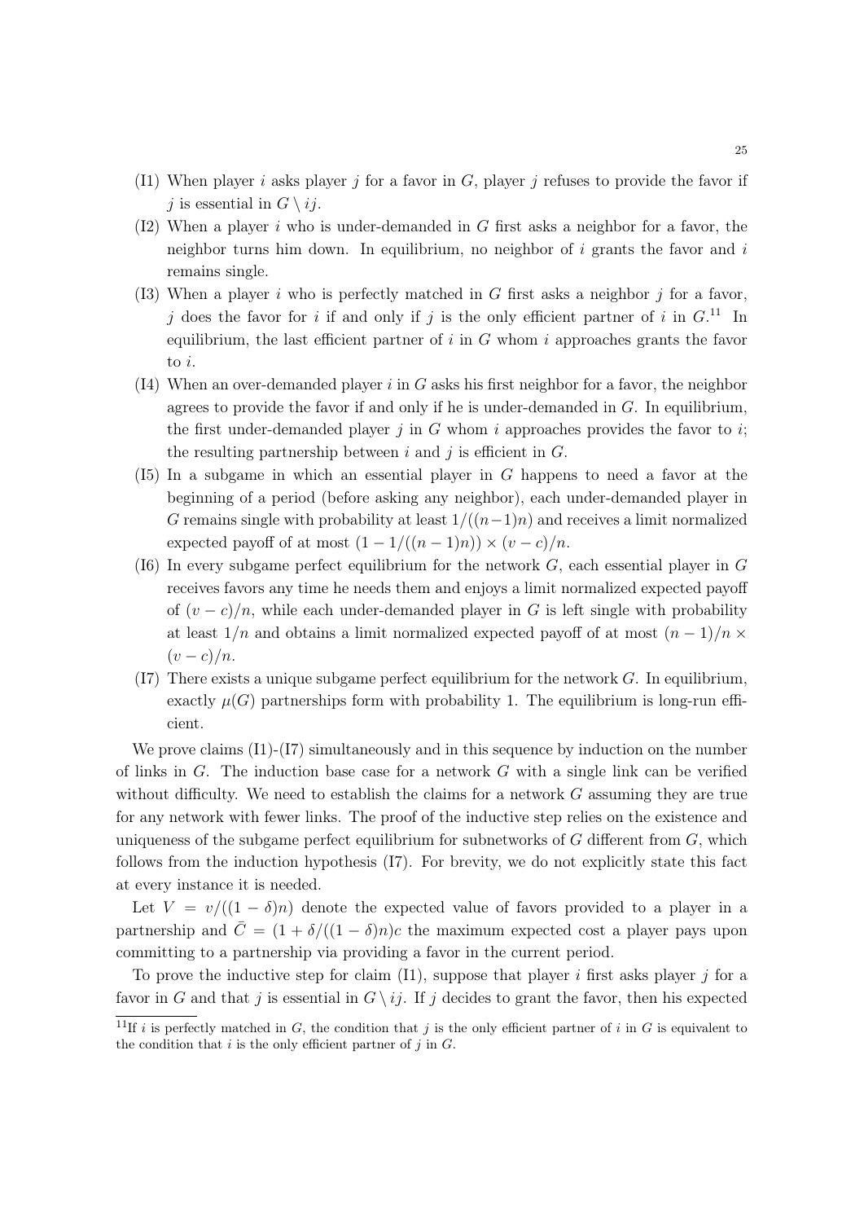- (I1) When player $i$ asks player $j$ for a favor in $G$, player $j$ refuses to provide the favor if $j$ is essential in $G \setminus ij$.
- (I2) When a player $i$ who is under-demanded in $G$ first asks a neighbor for a favor, the neighbor turns him down. In equilibrium, no neighbor of $i$ grants the favor and $i$ remains single.
- (I3) When a player $i$ who is perfectly matched in $G$ first asks a neighbor $j$ for a favor, $j$ does the favor for $i$ if and only if $j$ is the only efficient partner of $i$ in $G$.[11] In equilibrium, the last efficient partner of $i$ in $G$ whom $i$ approaches grants the favor to $i$.
- (I4) When an over-demanded player $i$ in $G$ asks his first neighbor for a favor, the neighbor agrees to provide the favor if and only if he is under-demanded in $G$. In equilibrium, the first under-demanded player $j$ in $G$ whom $i$ approaches provides the favor to $i$; the resulting partnership between $i$ and $j$ is efficient in $G$.
- (I5) In a subgame in which an essential player in $G$ happens to need a favor at the beginning of a period (before asking any neighbor), each under-demanded player in $G$ remains single with probability at least $1/((n-1)n)$ and receives a limit normalized expected payoff of at most $(1 - 1/((n-1)n)) \times (v-c)/n$.
- (I6) In every subgame perfect equilibrium for the network $G$, each essential player in $G$ receives favors any time he needs them and enjoys a limit normalized expected payoff of $(v-c)/n$, while each under-demanded player in $G$ is left single with probability at least $1/n$ and obtains a limit normalized expected payoff of at most $(n-1)/n \times (v-c)/n$.
- (I7) There exists a unique subgame perfect equilibrium for the network $G$. In equilibrium, exactly $\mu(G)$ partnerships form with probability 1. The equilibrium is long-run efficient.

We prove claims (I1)-(I7) simultaneously and in this sequence by induction on the number of links in $G$. The induction base case for a network $G$ with a single link can be verified without difficulty. We need to establish the claims for a network $G$ assuming they are true for any network with fewer links. The proof of the inductive step relies on the existence and uniqueness of the subgame perfect equilibrium for subnetworks of $G$ different from $G$, which follows from the induction hypothesis (I7). For brevity, we do not explicitly state this fact at every instance it is needed.

Let $V = v/((1-\delta)n)$ denote the expected value of favors provided to a player in a partnership and $\bar{C} = (1 + \delta/((1-\delta)n)c$ the maximum expected cost a player pays upon committing to a partnership via providing a favor in the current period.

To prove the inductive step for claim (I1), suppose that player $i$ first asks player $j$ for a favor in $G$ and that $j$ is essential in $G \setminus ij$. If $j$ decides to grant the favor, then his expected

[11] If $i$ is perfectly matched in $G$, the condition that $j$ is the only efficient partner of $i$ in $G$ is equivalent to the condition that $i$ is the only efficient partner of $j$ in $G$.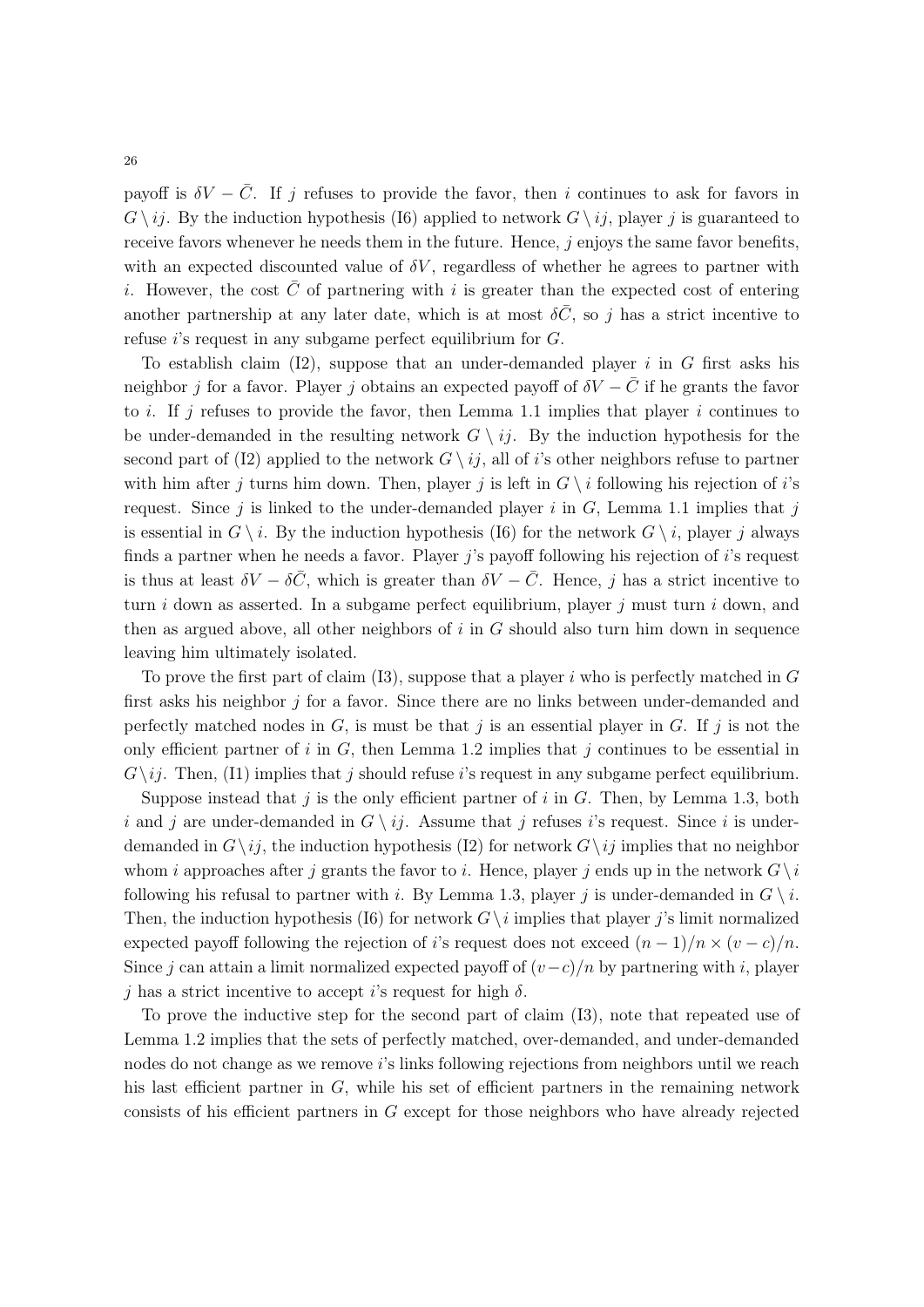payoff is $\delta V - \bar{C}$. If $j$ refuses to provide the favor, then $i$ continues to ask for favors in $G \setminus ij$. By the induction hypothesis (I6) applied to network $G \setminus ij$, player $j$ is guaranteed to receive favors whenever he needs them in the future. Hence, $j$ enjoys the same favor benefits, with an expected discounted value of $\delta V$, regardless of whether he agrees to partner with $i$. However, the cost $\bar{C}$ of partnering with $i$ is greater than the expected cost of entering another partnership at any later date, which is at most $\delta\bar{C}$, so $j$ has a strict incentive to refuse $i$'s request in any subgame perfect equilibrium for $G$.

To establish claim (I2), suppose that an under-demanded player $i$ in $G$ first asks his neighbor $j$ for a favor. Player $j$ obtains an expected payoff of $\delta V - \bar{C}$ if he grants the favor to $i$. If $j$ refuses to provide the favor, then Lemma 1.1 implies that player $i$ continues to be under-demanded in the resulting network $G \setminus ij$. By the induction hypothesis for the second part of (I2) applied to the network $G \setminus ij$, all of $i$'s other neighbors refuse to partner with him after $j$ turns him down. Then, player $j$ is left in $G \setminus i$ following his rejection of $i$'s request. Since $j$ is linked to the under-demanded player $i$ in $G$, Lemma 1.1 implies that $j$ is essential in $G \setminus i$. By the induction hypothesis (I6) for the network $G \setminus i$, player $j$ always finds a partner when he needs a favor. Player $j$'s payoff following his rejection of $i$'s request is thus at least $\delta V - \delta\bar{C}$, which is greater than $\delta V - \bar{C}$. Hence, $j$ has a strict incentive to turn $i$ down as asserted. In a subgame perfect equilibrium, player $j$ must turn $i$ down, and then as argued above, all other neighbors of $i$ in $G$ should also turn him down in sequence leaving him ultimately isolated.

To prove the first part of claim (I3), suppose that a player $i$ who is perfectly matched in $G$ first asks his neighbor $j$ for a favor. Since there are no links between under-demanded and perfectly matched nodes in $G$, is must be that $j$ is an essential player in $G$. If $j$ is not the only efficient partner of $i$ in $G$, then Lemma 1.2 implies that $j$ continues to be essential in $G \setminus ij$. Then, (I1) implies that $j$ should refuse $i$'s request in any subgame perfect equilibrium.

Suppose instead that $j$ is the only efficient partner of $i$ in $G$. Then, by Lemma 1.3, both $i$ and $j$ are under-demanded in $G \setminus ij$. Assume that $j$ refuses $i$'s request. Since $i$ is under-demanded in $G \setminus ij$, the induction hypothesis (I2) for network $G \setminus ij$ implies that no neighbor whom $i$ approaches after $j$ grants the favor to $i$. Hence, player $j$ ends up in the network $G \setminus i$ following his refusal to partner with $i$. By Lemma 1.3, player $j$ is under-demanded in $G \setminus i$. Then, the induction hypothesis (I6) for network $G \setminus i$ implies that player $j$'s limit normalized expected payoff following the rejection of $i$'s request does not exceed $(n-1)/n \times (v-c)/n$. Since $j$ can attain a limit normalized expected payoff of $(v-c)/n$ by partnering with $i$, player $j$ has a strict incentive to accept $i$'s request for high $\delta$.

To prove the inductive step for the second part of claim (I3), note that repeated use of Lemma 1.2 implies that the sets of perfectly matched, over-demanded, and under-demanded nodes do not change as we remove $i$'s links following rejections from neighbors until we reach his last efficient partner in $G$, while his set of efficient partners in the remaining network consists of his efficient partners in $G$ except for those neighbors who have already rejected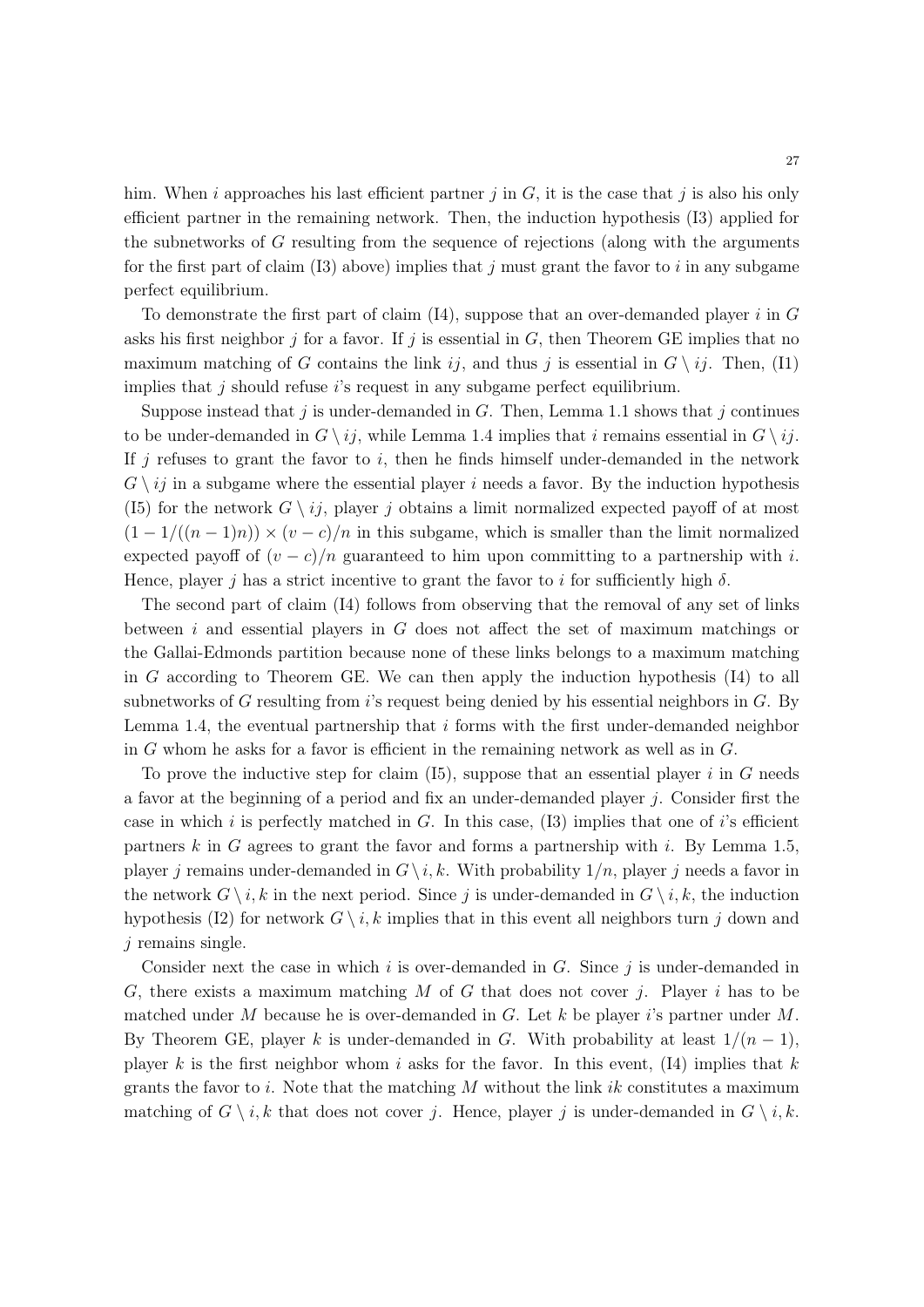him. When $i$ approaches his last efficient partner $j$ in $G$, it is the case that $j$ is also his only efficient partner in the remaining network. Then, the induction hypothesis (I3) applied for the subnetworks of $G$ resulting from the sequence of rejections (along with the arguments for the first part of claim (I3) above) implies that $j$ must grant the favor to $i$ in any subgame perfect equilibrium.

To demonstrate the first part of claim (I4), suppose that an over-demanded player $i$ in $G$ asks his first neighbor $j$ for a favor. If $j$ is essential in $G$, then Theorem GE implies that no maximum matching of $G$ contains the link $ij$, and thus $j$ is essential in $G \setminus ij$. Then, (I1) implies that $j$ should refuse $i$'s request in any subgame perfect equilibrium.

Suppose instead that $j$ is under-demanded in $G$. Then, Lemma 1.1 shows that $j$ continues to be under-demanded in $G \setminus ij$, while Lemma 1.4 implies that $i$ remains essential in $G \setminus ij$. If $j$ refuses to grant the favor to $i$, then he finds himself under-demanded in the network $G \setminus ij$ in a subgame where the essential player $i$ needs a favor. By the induction hypothesis (I5) for the network $G \setminus ij$, player $j$ obtains a limit normalized expected payoff of at most $(1 - 1/((n-1)n)) \times (v-c)/n$ in this subgame, which is smaller than the limit normalized expected payoff of $(v-c)/n$ guaranteed to him upon committing to a partnership with $i$. Hence, player $j$ has a strict incentive to grant the favor to $i$ for sufficiently high $\delta$.

The second part of claim (I4) follows from observing that the removal of any set of links between $i$ and essential players in $G$ does not affect the set of maximum matchings or the Gallai-Edmonds partition because none of these links belongs to a maximum matching in $G$ according to Theorem GE. We can then apply the induction hypothesis (I4) to all subnetworks of $G$ resulting from $i$'s request being denied by his essential neighbors in $G$. By Lemma 1.4, the eventual partnership that $i$ forms with the first under-demanded neighbor in $G$ whom he asks for a favor is efficient in the remaining network as well as in $G$.

To prove the inductive step for claim (I5), suppose that an essential player $i$ in $G$ needs a favor at the beginning of a period and fix an under-demanded player $j$. Consider first the case in which $i$ is perfectly matched in $G$. In this case, (I3) implies that one of $i$'s efficient partners $k$ in $G$ agrees to grant the favor and forms a partnership with $i$. By Lemma 1.5, player $j$ remains under-demanded in $G \setminus i, k$. With probability $1/n$, player $j$ needs a favor in the network $G \setminus i, k$ in the next period. Since $j$ is under-demanded in $G \setminus i, k$, the induction hypothesis (I2) for network $G \setminus i, k$ implies that in this event all neighbors turn $j$ down and $j$ remains single.

Consider next the case in which $i$ is over-demanded in $G$. Since $j$ is under-demanded in $G$, there exists a maximum matching $M$ of $G$ that does not cover $j$. Player $i$ has to be matched under $M$ because he is over-demanded in $G$. Let $k$ be player $i$'s partner under $M$. By Theorem GE, player $k$ is under-demanded in $G$. With probability at least $1/(n-1)$, player $k$ is the first neighbor whom $i$ asks for the favor. In this event, (I4) implies that $k$ grants the favor to $i$. Note that the matching $M$ without the link $ik$ constitutes a maximum matching of $G \setminus i, k$ that does not cover $j$. Hence, player $j$ is under-demanded in $G \setminus i, k$.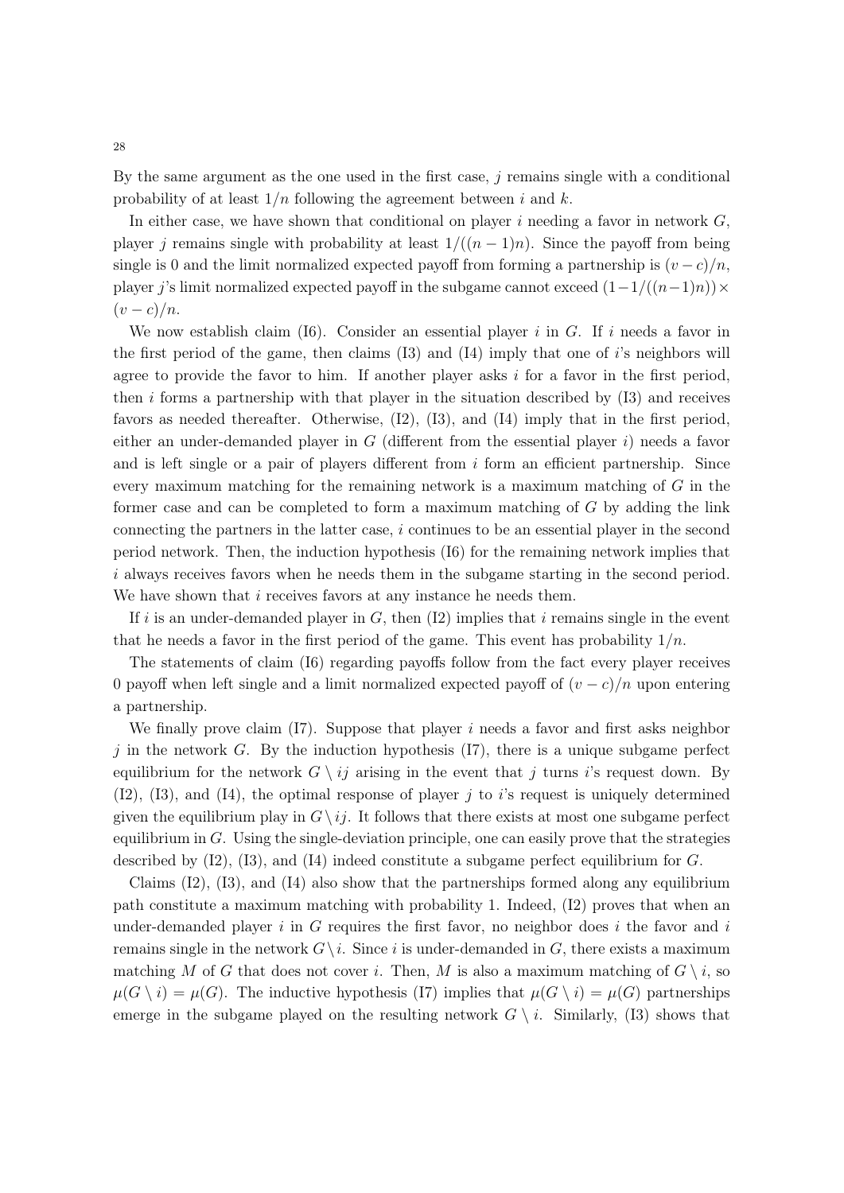By the same argument as the one used in the first case, $j$ remains single with a conditional probability of at least $1/n$ following the agreement between $i$ and $k$.

In either case, we have shown that conditional on player $i$ needing a favor in network $G$, player $j$ remains single with probability at least $1/((n-1)n)$. Since the payoff from being single is 0 and the limit normalized expected payoff from forming a partnership is $(v-c)/n$, player $j$'s limit normalized expected payoff in the subgame cannot exceed $(1-1/((n-1)n)) \times (v-c)/n$.

We now establish claim (I6). Consider an essential player $i$ in $G$. If $i$ needs a favor in the first period of the game, then claims (I3) and (I4) imply that one of $i$'s neighbors will agree to provide the favor to him. If another player asks $i$ for a favor in the first period, then $i$ forms a partnership with that player in the situation described by (I3) and receives favors as needed thereafter. Otherwise, (I2), (I3), and (I4) imply that in the first period, either an under-demanded player in $G$ (different from the essential player $i$) needs a favor and is left single or a pair of players different from $i$ form an efficient partnership. Since every maximum matching for the remaining network is a maximum matching of $G$ in the former case and can be completed to form a maximum matching of $G$ by adding the link connecting the partners in the latter case, $i$ continues to be an essential player in the second period network. Then, the induction hypothesis (I6) for the remaining network implies that $i$ always receives favors when he needs them in the subgame starting in the second period. We have shown that $i$ receives favors at any instance he needs them.

If $i$ is an under-demanded player in $G$, then (I2) implies that $i$ remains single in the event that he needs a favor in the first period of the game. This event has probability $1/n$.

The statements of claim (I6) regarding payoffs follow from the fact every player receives 0 payoff when left single and a limit normalized expected payoff of $(v-c)/n$ upon entering a partnership.

We finally prove claim (I7). Suppose that player $i$ needs a favor and first asks neighbor $j$ in the network $G$. By the induction hypothesis (I7), there is a unique subgame perfect equilibrium for the network $G \setminus ij$ arising in the event that $j$ turns $i$'s request down. By (I2), (I3), and (I4), the optimal response of player $j$ to $i$'s request is uniquely determined given the equilibrium play in $G \setminus ij$. It follows that there exists at most one subgame perfect equilibrium in $G$. Using the single-deviation principle, one can easily prove that the strategies described by (I2), (I3), and (I4) indeed constitute a subgame perfect equilibrium for $G$.

Claims (I2), (I3), and (I4) also show that the partnerships formed along any equilibrium path constitute a maximum matching with probability 1. Indeed, (I2) proves that when an under-demanded player $i$ in $G$ requires the first favor, no neighbor does $i$ the favor and $i$ remains single in the network $G \setminus i$. Since $i$ is under-demanded in $G$, there exists a maximum matching $M$ of $G$ that does not cover $i$. Then, $M$ is also a maximum matching of $G \setminus i$, so $\mu(G \setminus i) = \mu(G)$. The inductive hypothesis (I7) implies that $\mu(G \setminus i) = \mu(G)$ partnerships emerge in the subgame played on the resulting network $G \setminus i$. Similarly, (I3) shows that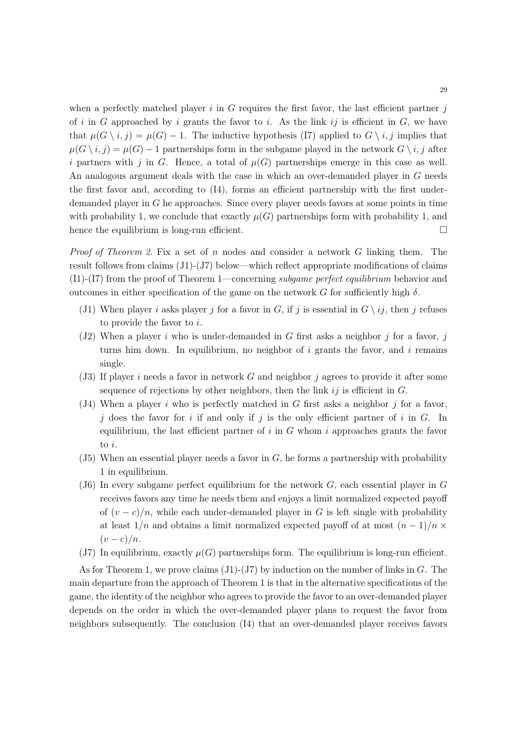when a perfectly matched player $i$ in $G$ requires the first favor, the last efficient partner $j$ of $i$ in $G$ approached by $i$ grants the favor to $i$. As the link $ij$ is efficient in $G$, we have that $\mu(G \setminus i, j) = \mu(G) - 1$. The inductive hypothesis (I7) applied to $G \setminus i, j$ implies that $\mu(G \setminus i, j) = \mu(G) - 1$ partnerships form in the subgame played in the network $G \setminus i, j$ after $i$ partners with $j$ in $G$. Hence, a total of $\mu(G)$ partnerships emerge in this case as well. An analogous argument deals with the case in which an over-demanded player in $G$ needs the first favor and, according to (I4), forms an efficient partnership with the first under-demanded player in $G$ he approaches. Since every player needs favors at some points in time with probability 1, we conclude that exactly $\mu(G)$ partnerships form with probability 1, and hence the equilibrium is long-run efficient. □

*Proof of Theorem 2.* Fix a set of $n$ nodes and consider a network $G$ linking them. The result follows from claims (J1)-(J7) below—which reflect appropriate modifications of claims (I1)-(I7) from the proof of Theorem 1—concerning *subgame perfect equilibrium* behavior and outcomes in either specification of the game on the network $G$ for sufficiently high $\delta$.

- (J1) When player $i$ asks player $j$ for a favor in $G$, if $j$ is essential in $G \setminus ij$, then $j$ refuses to provide the favor to $i$.
- (J2) When a player $i$ who is under-demanded in $G$ first asks a neighbor $j$ for a favor, $j$ turns him down. In equilibrium, no neighbor of $i$ grants the favor, and $i$ remains single.
- (J3) If player $i$ needs a favor in network $G$ and neighbor $j$ agrees to provide it after some sequence of rejections by other neighbors, then the link $ij$ is efficient in $G$.
- (J4) When a player $i$ who is perfectly matched in $G$ first asks a neighbor $j$ for a favor, $j$ does the favor for $i$ if and only if $j$ is the only efficient partner of $i$ in $G$. In equilibrium, the last efficient partner of $i$ in $G$ whom $i$ approaches grants the favor to $i$.
- (J5) When an essential player needs a favor in $G$, he forms a partnership with probability 1 in equilibrium.
- (J6) In every subgame perfect equilibrium for the network $G$, each essential player in $G$ receives favors any time he needs them and enjoys a limit normalized expected payoff of $(v - c)/n$, while each under-demanded player in $G$ is left single with probability at least $1/n$ and obtains a limit normalized expected payoff of at most $(n - 1)/n \times (v - c)/n$.
- (J7) In equilibrium, exactly $\mu(G)$ partnerships form. The equilibrium is long-run efficient.

As for Theorem 1, we prove claims (J1)-(J7) by induction on the number of links in $G$. The main departure from the approach of Theorem 1 is that in the alternative specifications of the game, the identity of the neighbor who agrees to provide the favor to an over-demanded player depends on the order in which the over-demanded player plans to request the favor from neighbors subsequently. The conclusion (I4) that an over-demanded player receives favors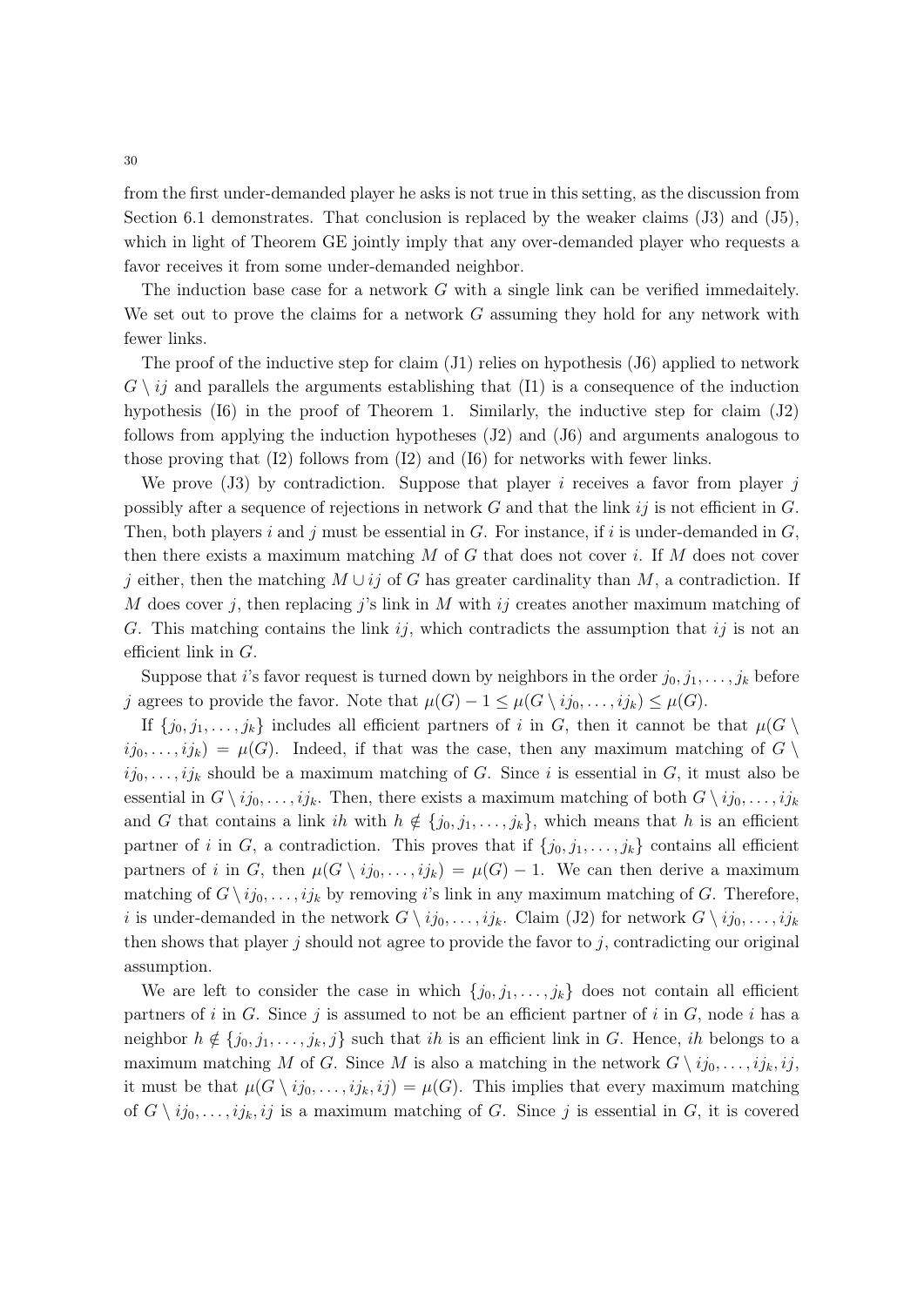from the first under-demanded player he asks is not true in this setting, as the discussion from Section 6.1 demonstrates. That conclusion is replaced by the weaker claims (J3) and (J5), which in light of Theorem GE jointly imply that any over-demanded player who requests a favor receives it from some under-demanded neighbor.

The induction base case for a network $G$ with a single link can be verified immedaitely. We set out to prove the claims for a network $G$ assuming they hold for any network with fewer links.

The proof of the inductive step for claim (J1) relies on hypothesis (J6) applied to network $G \setminus ij$ and parallels the arguments establishing that (I1) is a consequence of the induction hypothesis (I6) in the proof of Theorem 1. Similarly, the inductive step for claim (J2) follows from applying the induction hypotheses (J2) and (J6) and arguments analogous to those proving that (I2) follows from (I2) and (I6) for networks with fewer links.

We prove (J3) by contradiction. Suppose that player $i$ receives a favor from player $j$ possibly after a sequence of rejections in network $G$ and that the link $ij$ is not efficient in $G$. Then, both players $i$ and $j$ must be essential in $G$. For instance, if $i$ is under-demanded in $G$, then there exists a maximum matching $M$ of $G$ that does not cover $i$. If $M$ does not cover $j$ either, then the matching $M \cup ij$ of $G$ has greater cardinality than $M$, a contradiction. If $M$ does cover $j$, then replacing $j$'s link in $M$ with $ij$ creates another maximum matching of $G$. This matching contains the link $ij$, which contradicts the assumption that $ij$ is not an efficient link in $G$.

Suppose that $i$'s favor request is turned down by neighbors in the order $j_0, j_1, \ldots, j_k$ before $j$ agrees to provide the favor. Note that $\mu(G) - 1 \leq \mu(G \setminus ij_0, \ldots, ij_k) \leq \mu(G)$.

If $\{j_0, j_1, \ldots, j_k\}$ includes all efficient partners of $i$ in $G$, then it cannot be that $\mu(G \setminus ij_0, \ldots, ij_k) = \mu(G)$. Indeed, if that was the case, then any maximum matching of $G \setminus ij_0, \ldots, ij_k$ should be a maximum matching of $G$. Since $i$ is essential in $G$, it must also be essential in $G \setminus ij_0, \ldots, ij_k$. Then, there exists a maximum matching of both $G \setminus ij_0, \ldots, ij_k$ and $G$ that contains a link $ih$ with $h \notin \{j_0, j_1, \ldots, j_k\}$, which means that $h$ is an efficient partner of $i$ in $G$, a contradiction. This proves that if $\{j_0, j_1, \ldots, j_k\}$ contains all efficient partners of $i$ in $G$, then $\mu(G \setminus ij_0, \ldots, ij_k) = \mu(G) - 1$. We can then derive a maximum matching of $G \setminus ij_0, \ldots, ij_k$ by removing $i$'s link in any maximum matching of $G$. Therefore, $i$ is under-demanded in the network $G \setminus ij_0, \ldots, ij_k$. Claim (J2) for network $G \setminus ij_0, \ldots, ij_k$ then shows that player $j$ should not agree to provide the favor to $j$, contradicting our original assumption.

We are left to consider the case in which $\{j_0, j_1, \ldots, j_k\}$ does not contain all efficient partners of $i$ in $G$. Since $j$ is assumed to not be an efficient partner of $i$ in $G$, node $i$ has a neighbor $h \notin \{j_0, j_1, \ldots, j_k, j\}$ such that $ih$ is an efficient link in $G$. Hence, $ih$ belongs to a maximum matching $M$ of $G$. Since $M$ is also a matching in the network $G \setminus ij_0, \ldots, ij_k, ij$, it must be that $\mu(G \setminus ij_0, \ldots, ij_k, ij) = \mu(G)$. This implies that every maximum matching of $G \setminus ij_0, \ldots, ij_k, ij$ is a maximum matching of $G$. Since $j$ is essential in $G$, it is covered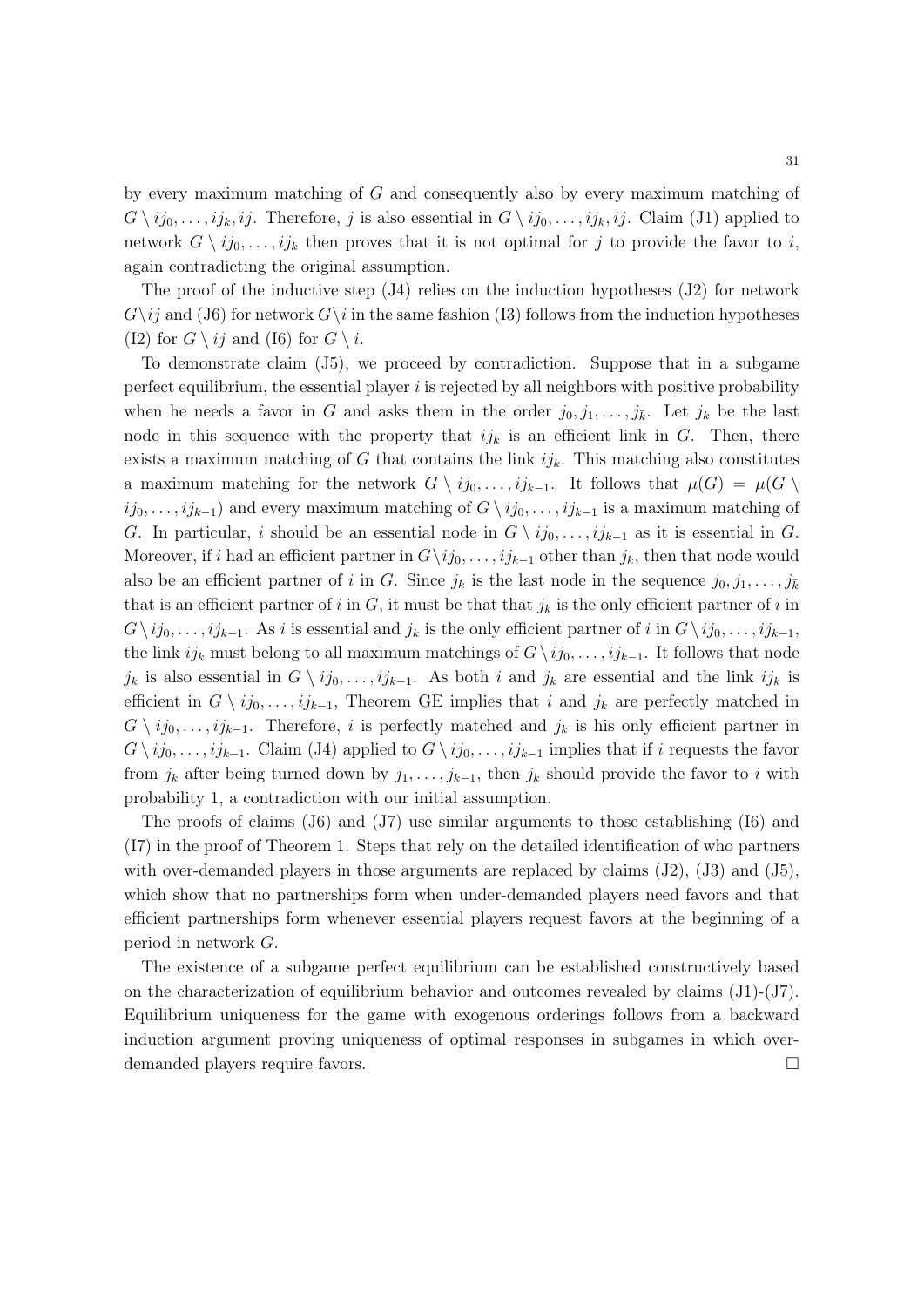by every maximum matching of $G$ and consequently also by every maximum matching of $G \setminus ij_0, \ldots, ij_k, ij$. Therefore, $j$ is also essential in $G \setminus ij_0, \ldots, ij_k, ij$. Claim (J1) applied to network $G \setminus ij_0, \ldots, ij_k$ then proves that it is not optimal for $j$ to provide the favor to $i$, again contradicting the original assumption.

The proof of the inductive step (J4) relies on the induction hypotheses (J2) for network $G \setminus ij$ and (J6) for network $G \setminus i$ in the same fashion (I3) follows from the induction hypotheses (I2) for $G \setminus ij$ and (I6) for $G \setminus i$.

To demonstrate claim (J5), we proceed by contradiction. Suppose that in a subgame perfect equilibrium, the essential player $i$ is rejected by all neighbors with positive probability when he needs a favor in $G$ and asks them in the order $j_0, j_1, \ldots, j_{\bar{k}}$. Let $j_k$ be the last node in this sequence with the property that $ij_k$ is an efficient link in $G$. Then, there exists a maximum matching of $G$ that contains the link $ij_k$. This matching also constitutes a maximum matching for the network $G \setminus ij_0, \ldots, ij_{k-1}$. It follows that $\mu(G) = \mu(G \setminus ij_0, \ldots, ij_{k-1})$ and every maximum matching of $G \setminus ij_0, \ldots, ij_{k-1}$ is a maximum matching of $G$. In particular, $i$ should be an essential node in $G \setminus ij_0, \ldots, ij_{k-1}$ as it is essential in $G$. Moreover, if $i$ had an efficient partner in $G \setminus ij_0, \ldots, ij_{k-1}$ other than $j_k$, then that node would also be an efficient partner of $i$ in $G$. Since $j_k$ is the last node in the sequence $j_0, j_1, \ldots, j_{\bar{k}}$ that is an efficient partner of $i$ in $G$, it must be that that $j_k$ is the only efficient partner of $i$ in $G \setminus ij_0, \ldots, ij_{k-1}$. As $i$ is essential and $j_k$ is the only efficient partner of $i$ in $G \setminus ij_0, \ldots, ij_{k-1}$, the link $ij_k$ must belong to all maximum matchings of $G \setminus ij_0, \ldots, ij_{k-1}$. It follows that node $j_k$ is also essential in $G \setminus ij_0, \ldots, ij_{k-1}$. As both $i$ and $j_k$ are essential and the link $ij_k$ is efficient in $G \setminus ij_0, \ldots, ij_{k-1}$, Theorem GE implies that $i$ and $j_k$ are perfectly matched in $G \setminus ij_0, \ldots, ij_{k-1}$. Therefore, $i$ is perfectly matched and $j_k$ is his only efficient partner in $G \setminus ij_0, \ldots, ij_{k-1}$. Claim (J4) applied to $G \setminus ij_0, \ldots, ij_{k-1}$ implies that if $i$ requests the favor from $j_k$ after being turned down by $j_1, \ldots, j_{k-1}$, then $j_k$ should provide the favor to $i$ with probability 1, a contradiction with our initial assumption.

The proofs of claims (J6) and (J7) use similar arguments to those establishing (I6) and (I7) in the proof of Theorem 1. Steps that rely on the detailed identification of who partners with over-demanded players in those arguments are replaced by claims (J2), (J3) and (J5), which show that no partnerships form when under-demanded players need favors and that efficient partnerships form whenever essential players request favors at the beginning of a period in network $G$.

The existence of a subgame perfect equilibrium can be established constructively based on the characterization of equilibrium behavior and outcomes revealed by claims (J1)-(J7). Equilibrium uniqueness for the game with exogenous orderings follows from a backward induction argument proving uniqueness of optimal responses in subgames in which over-demanded players require favors. □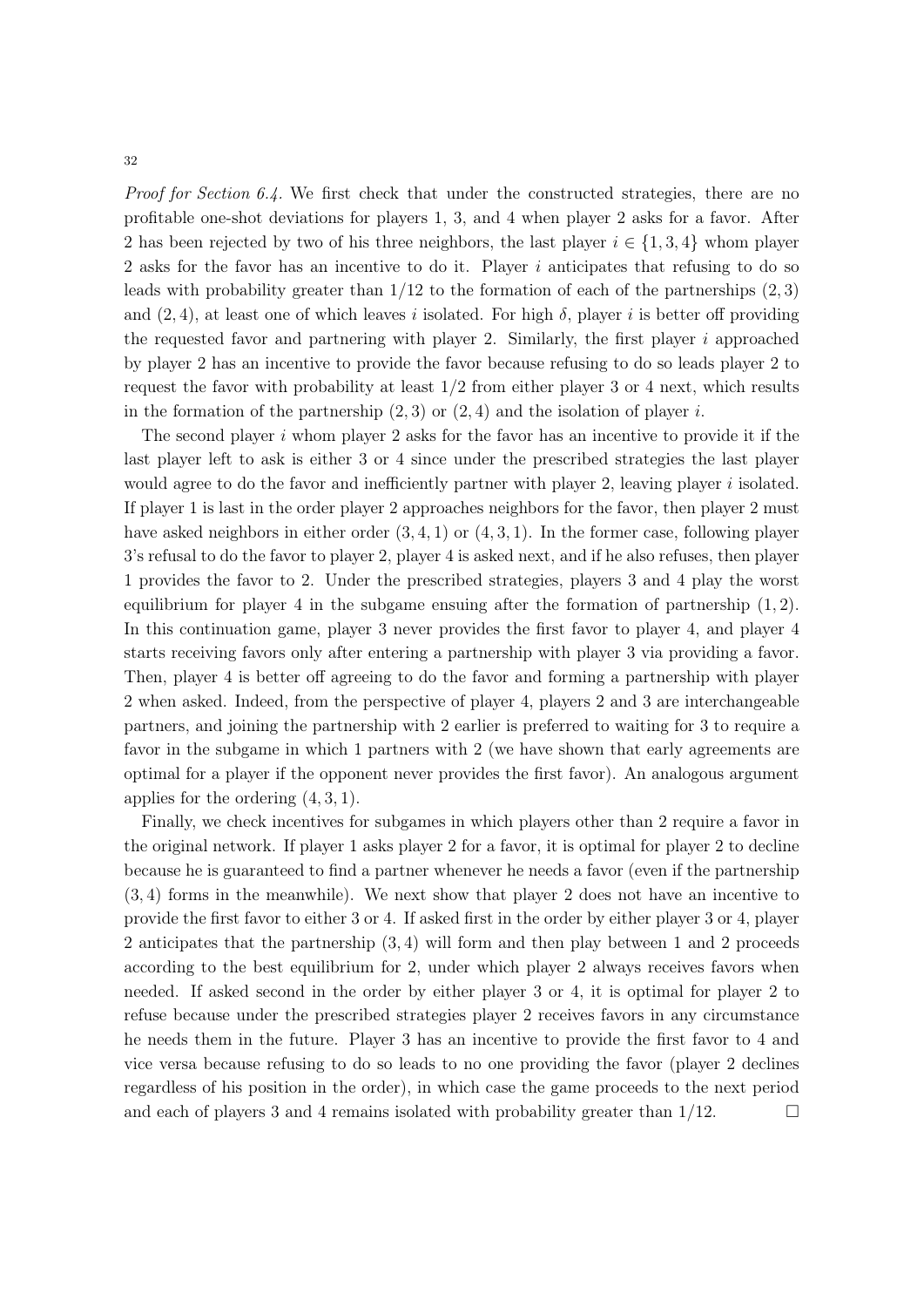*Proof for Section 6.4.* We first check that under the constructed strategies, there are no profitable one-shot deviations for players 1, 3, and 4 when player 2 asks for a favor. After 2 has been rejected by two of his three neighbors, the last player $i \in \{1, 3, 4\}$ whom player 2 asks for the favor has an incentive to do it. Player $i$ anticipates that refusing to do so leads with probability greater than $1/12$ to the formation of each of the partnerships $(2, 3)$ and $(2, 4)$, at least one of which leaves $i$ isolated. For high $\delta$, player $i$ is better off providing the requested favor and partnering with player 2. Similarly, the first player $i$ approached by player 2 has an incentive to provide the favor because refusing to do so leads player 2 to request the favor with probability at least $1/2$ from either player 3 or 4 next, which results in the formation of the partnership $(2, 3)$ or $(2, 4)$ and the isolation of player $i$.

The second player $i$ whom player 2 asks for the favor has an incentive to provide it if the last player left to ask is either 3 or 4 since under the prescribed strategies the last player would agree to do the favor and inefficiently partner with player 2, leaving player $i$ isolated. If player 1 is last in the order player 2 approaches neighbors for the favor, then player 2 must have asked neighbors in either order $(3, 4, 1)$ or $(4, 3, 1)$. In the former case, following player 3's refusal to do the favor to player 2, player 4 is asked next, and if he also refuses, then player 1 provides the favor to 2. Under the prescribed strategies, players 3 and 4 play the worst equilibrium for player 4 in the subgame ensuing after the formation of partnership $(1, 2)$. In this continuation game, player 3 never provides the first favor to player 4, and player 4 starts receiving favors only after entering a partnership with player 3 via providing a favor. Then, player 4 is better off agreeing to do the favor and forming a partnership with player 2 when asked. Indeed, from the perspective of player 4, players 2 and 3 are interchangeable partners, and joining the partnership with 2 earlier is preferred to waiting for 3 to require a favor in the subgame in which 1 partners with 2 (we have shown that early agreements are optimal for a player if the opponent never provides the first favor). An analogous argument applies for the ordering $(4, 3, 1)$.

Finally, we check incentives for subgames in which players other than 2 require a favor in the original network. If player 1 asks player 2 for a favor, it is optimal for player 2 to decline because he is guaranteed to find a partner whenever he needs a favor (even if the partnership $(3, 4)$ forms in the meanwhile). We next show that player 2 does not have an incentive to provide the first favor to either 3 or 4. If asked first in the order by either player 3 or 4, player 2 anticipates that the partnership $(3, 4)$ will form and then play between 1 and 2 proceeds according to the best equilibrium for 2, under which player 2 always receives favors when needed. If asked second in the order by either player 3 or 4, it is optimal for player 2 to refuse because under the prescribed strategies player 2 receives favors in any circumstance he needs them in the future. Player 3 has an incentive to provide the first favor to 4 and vice versa because refusing to do so leads to no one providing the favor (player 2 declines regardless of his position in the order), in which case the game proceeds to the next period and each of players 3 and 4 remains isolated with probability greater than $1/12$. $\square$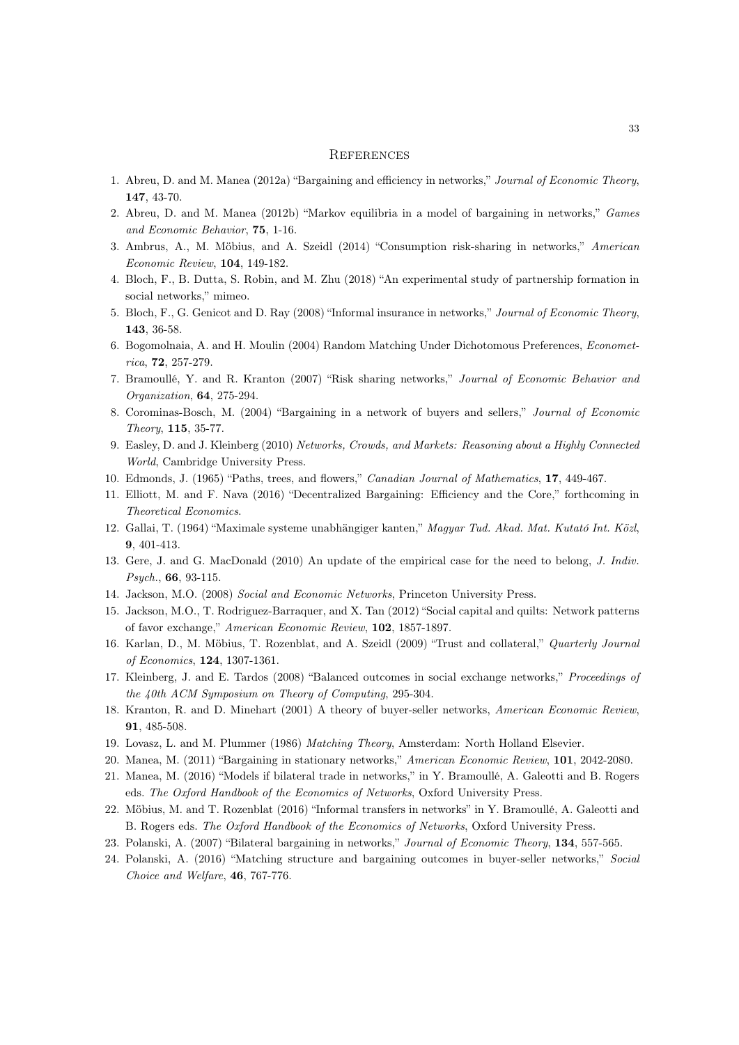# References

1. Abreu, D. and M. Manea (2012a) "Bargaining and efficiency in networks," *Journal of Economic Theory*, **147**, 43-70.
2. Abreu, D. and M. Manea (2012b) "Markov equilibria in a model of bargaining in networks," *Games and Economic Behavior*, **75**, 1-16.
3. Ambrus, A., M. Möbius, and A. Szeidl (2014) "Consumption risk-sharing in networks," *American Economic Review*, **104**, 149-182.
4. Bloch, F., B. Dutta, S. Robin, and M. Zhu (2018) "An experimental study of partnership formation in social networks," mimeo.
5. Bloch, F., G. Genicot and D. Ray (2008) "Informal insurance in networks," *Journal of Economic Theory*, **143**, 36-58.
6. Bogomolnaia, A. and H. Moulin (2004) Random Matching Under Dichotomous Preferences, *Econometrica*, **72**, 257-279.
7. Bramoullé, Y. and R. Kranton (2007) "Risk sharing networks," *Journal of Economic Behavior and Organization*, **64**, 275-294.
8. Corominas-Bosch, M. (2004) "Bargaining in a network of buyers and sellers," *Journal of Economic Theory*, **115**, 35-77.
9. Easley, D. and J. Kleinberg (2010) *Networks, Crowds, and Markets: Reasoning about a Highly Connected World*, Cambridge University Press.
10. Edmonds, J. (1965) "Paths, trees, and flowers," *Canadian Journal of Mathematics*, **17**, 449-467.
11. Elliott, M. and F. Nava (2016) "Decentralized Bargaining: Efficiency and the Core," forthcoming in *Theoretical Economics*.
12. Gallai, T. (1964) "Maximale systeme unabhängiger kanten," *Magyar Tud. Akad. Mat. Kutató Int. Közl*, **9**, 401-413.
13. Gere, J. and G. MacDonald (2010) An update of the empirical case for the need to belong, *J. Indiv. Psych.*, **66**, 93-115.
14. Jackson, M.O. (2008) *Social and Economic Networks*, Princeton University Press.
15. Jackson, M.O., T. Rodriguez-Barraquer, and X. Tan (2012) "Social capital and quilts: Network patterns of favor exchange," *American Economic Review*, **102**, 1857-1897.
16. Karlan, D., M. Möbius, T. Rozenblat, and A. Szeidl (2009) "Trust and collateral," *Quarterly Journal of Economics*, **124**, 1307-1361.
17. Kleinberg, J. and E. Tardos (2008) "Balanced outcomes in social exchange networks," *Proceedings of the 40th ACM Symposium on Theory of Computing*, 295-304.
18. Kranton, R. and D. Minehart (2001) A theory of buyer-seller networks, *American Economic Review*, **91**, 485-508.
19. Lovasz, L. and M. Plummer (1986) *Matching Theory*, Amsterdam: North Holland Elsevier.
20. Manea, M. (2011) "Bargaining in stationary networks," *American Economic Review*, **101**, 2042-2080.
21. Manea, M. (2016) "Models if bilateral trade in networks," in Y. Bramoullé, A. Galeotti and B. Rogers eds. *The Oxford Handbook of the Economics of Networks*, Oxford University Press.
22. Möbius, M. and T. Rozenblat (2016) "Informal transfers in networks" in Y. Bramoullé, A. Galeotti and B. Rogers eds. *The Oxford Handbook of the Economics of Networks*, Oxford University Press.
23. Polanski, A. (2007) "Bilateral bargaining in networks," *Journal of Economic Theory*, **134**, 557-565.
24. Polanski, A. (2016) "Matching structure and bargaining outcomes in buyer-seller networks," *Social Choice and Welfare*, **46**, 767-776.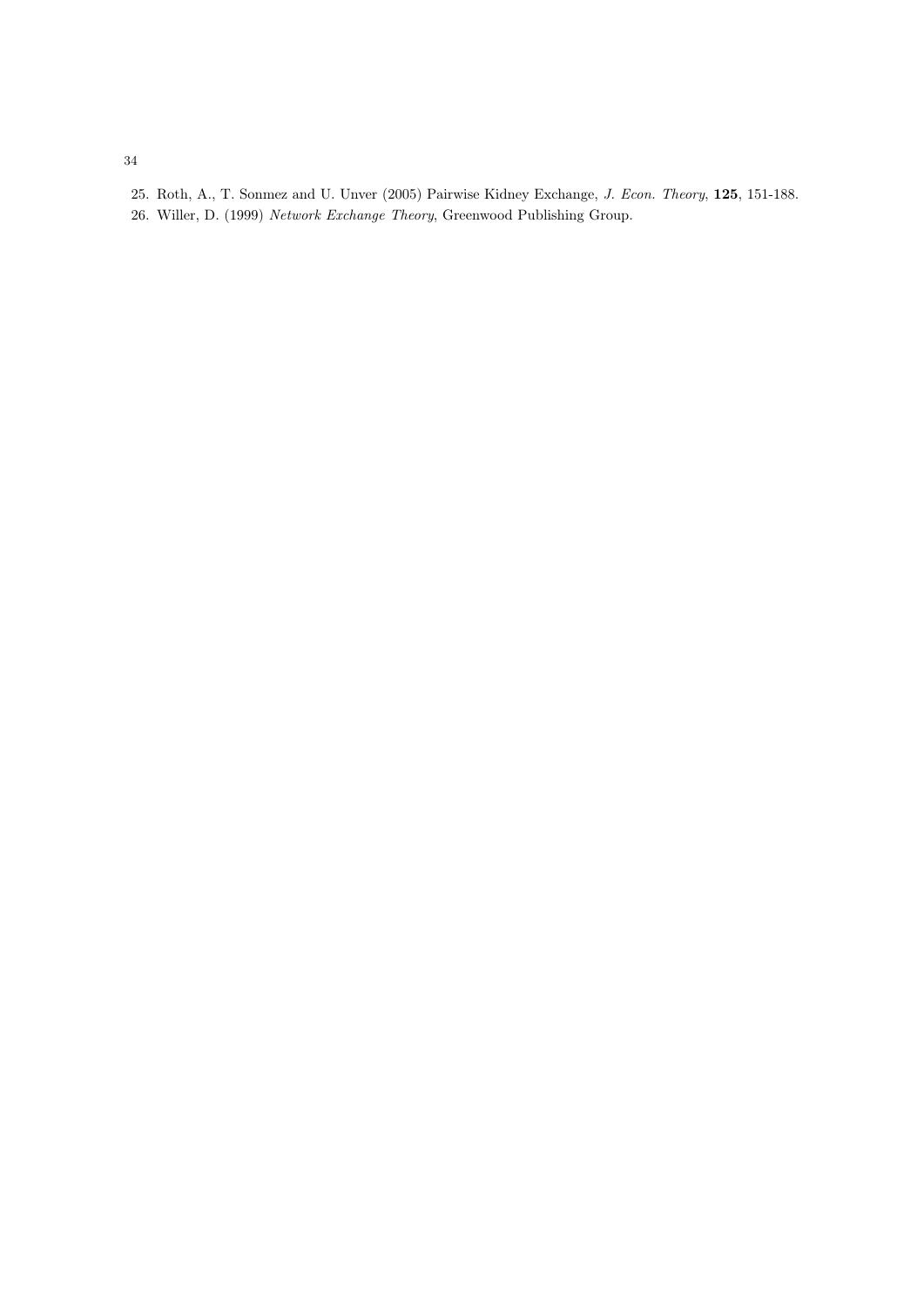25. Roth, A., T. Sonmez and U. Unver (2005) Pairwise Kidney Exchange, *J. Econ. Theory*, **125**, 151-188.
26. Willer, D. (1999) *Network Exchange Theory*, Greenwood Publishing Group.